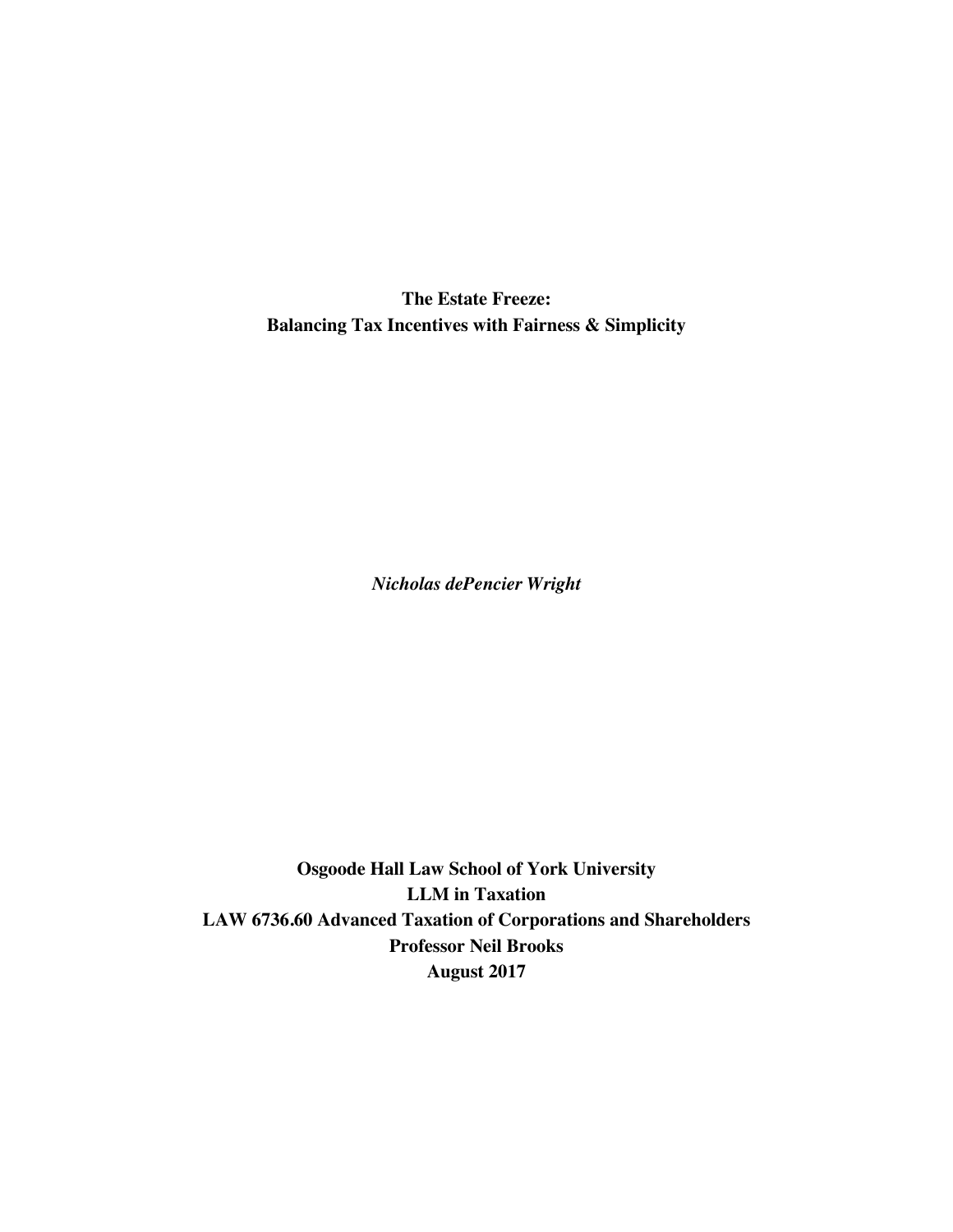# The Estate Freeze: Balancing Tax Incentives with Fairness & Simplicity

***Nicholas dePencier Wright***

**Osgoode Hall Law School of York University**
**LLM in Taxation**
**LAW 6736.60 Advanced Taxation of Corporations and Shareholders**
**Professor Neil Brooks**
**August 2017**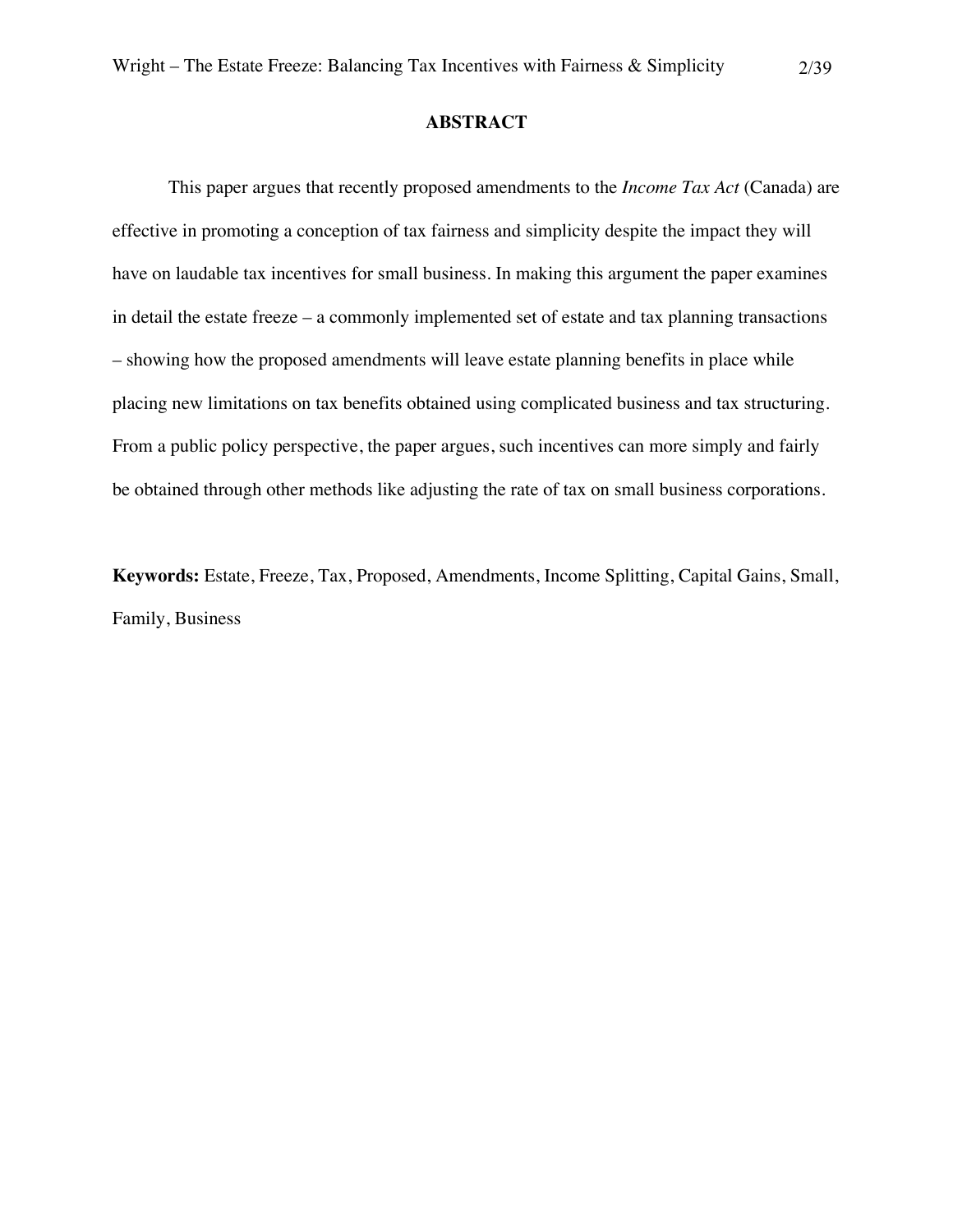## ABSTRACT

This paper argues that recently proposed amendments to the *Income Tax Act* (Canada) are effective in promoting a conception of tax fairness and simplicity despite the impact they will have on laudable tax incentives for small business. In making this argument the paper examines in detail the estate freeze – a commonly implemented set of estate and tax planning transactions – showing how the proposed amendments will leave estate planning benefits in place while placing new limitations on tax benefits obtained using complicated business and tax structuring. From a public policy perspective, the paper argues, such incentives can more simply and fairly be obtained through other methods like adjusting the rate of tax on small business corporations.

**Keywords:** Estate, Freeze, Tax, Proposed, Amendments, Income Splitting, Capital Gains, Small, Family, Business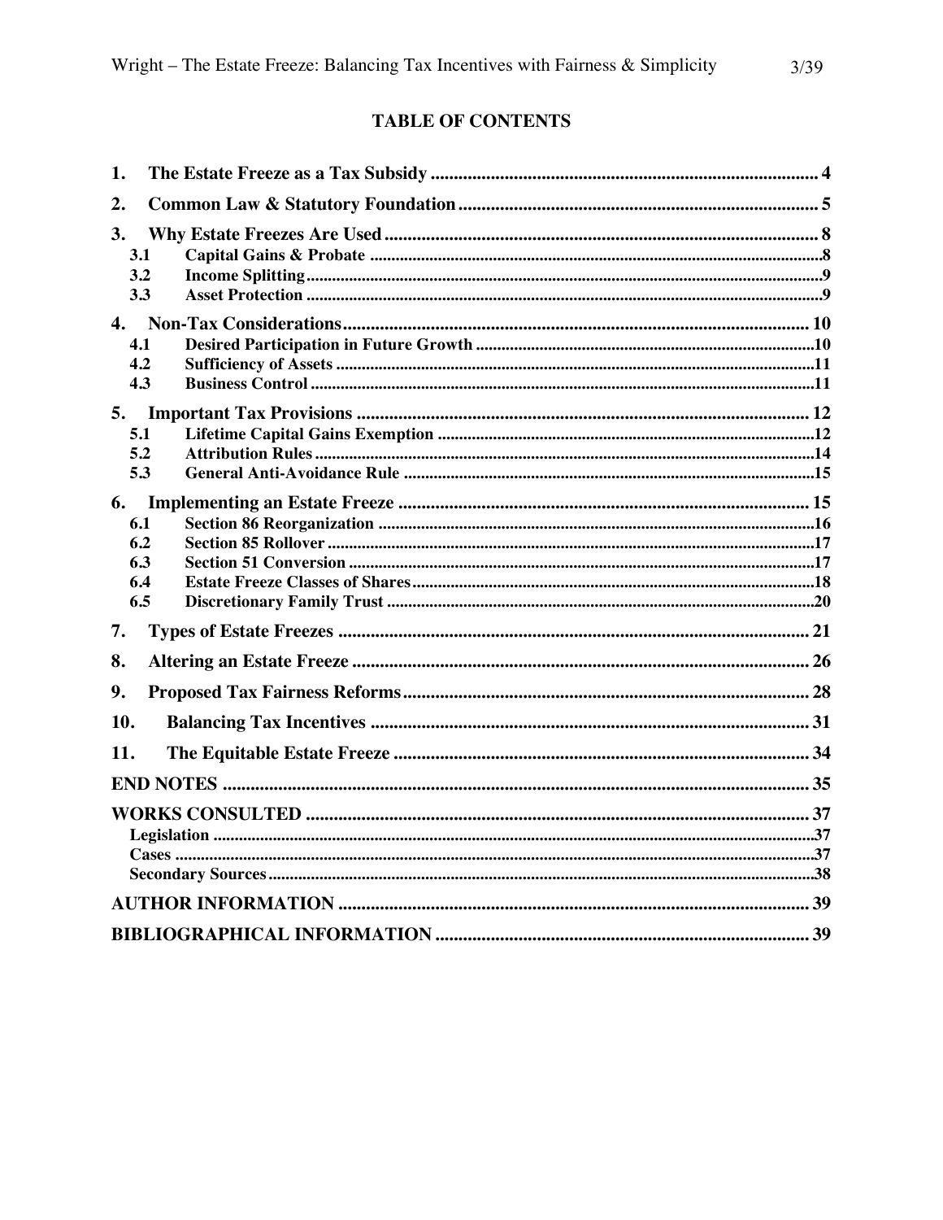## TABLE OF CONTENTS

1. The Estate Freeze as a Tax Subsidy ... 4
2. Common Law & Statutory Foundation ... 5
3. Why Estate Freezes Are Used ... 8
   - 3.1 Capital Gains & Probate ... 8
   - 3.2 Income Splitting ... 9
   - 3.3 Asset Protection ... 9
4. Non-Tax Considerations ... 10
   - 4.1 Desired Participation in Future Growth ... 10
   - 4.2 Sufficiency of Assets ... 11
   - 4.3 Business Control ... 11
5. Important Tax Provisions ... 12
   - 5.1 Lifetime Capital Gains Exemption ... 12
   - 5.2 Attribution Rules ... 14
   - 5.3 General Anti-Avoidance Rule ... 15
6. Implementing an Estate Freeze ... 15
   - 6.1 Section 86 Reorganization ... 16
   - 6.2 Section 85 Rollover ... 17
   - 6.3 Section 51 Conversion ... 17
   - 6.4 Estate Freeze Classes of Shares ... 18
   - 6.5 Discretionary Family Trust ... 20
7. Types of Estate Freezes ... 21
8. Altering an Estate Freeze ... 26
9. Proposed Tax Fairness Reforms ... 28
10. Balancing Tax Incentives ... 31
11. The Equitable Estate Freeze ... 34

END NOTES ... 35

WORKS CONSULTED ... 37
- Legislation ... 37
- Cases ... 37
- Secondary Sources ... 38

AUTHOR INFORMATION ... 39

BIBLIOGRAPHICAL INFORMATION ... 39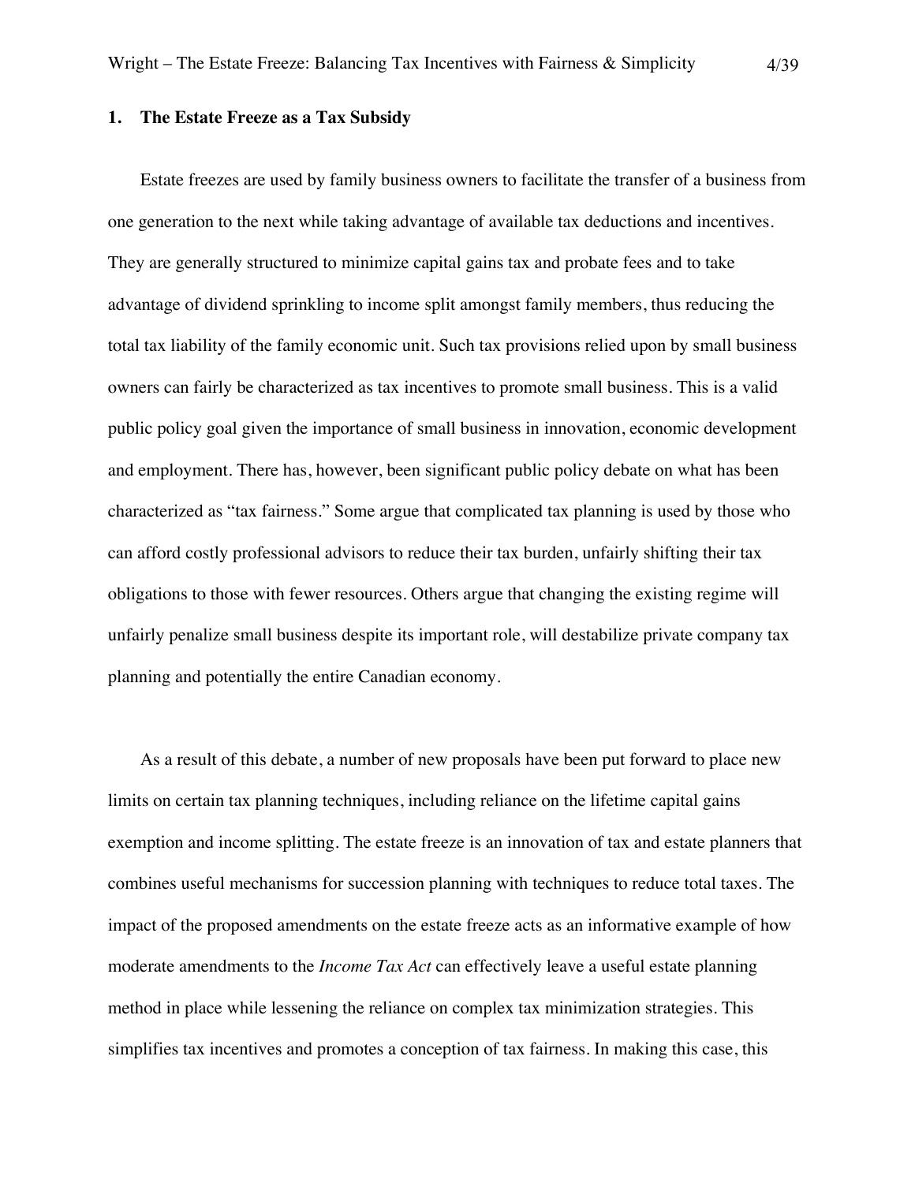## 1. The Estate Freeze as a Tax Subsidy

Estate freezes are used by family business owners to facilitate the transfer of a business from one generation to the next while taking advantage of available tax deductions and incentives. They are generally structured to minimize capital gains tax and probate fees and to take advantage of dividend sprinkling to income split amongst family members, thus reducing the total tax liability of the family economic unit. Such tax provisions relied upon by small business owners can fairly be characterized as tax incentives to promote small business. This is a valid public policy goal given the importance of small business in innovation, economic development and employment. There has, however, been significant public policy debate on what has been characterized as "tax fairness." Some argue that complicated tax planning is used by those who can afford costly professional advisors to reduce their tax burden, unfairly shifting their tax obligations to those with fewer resources. Others argue that changing the existing regime will unfairly penalize small business despite its important role, will destabilize private company tax planning and potentially the entire Canadian economy.

As a result of this debate, a number of new proposals have been put forward to place new limits on certain tax planning techniques, including reliance on the lifetime capital gains exemption and income splitting. The estate freeze is an innovation of tax and estate planners that combines useful mechanisms for succession planning with techniques to reduce total taxes. The impact of the proposed amendments on the estate freeze acts as an informative example of how moderate amendments to the *Income Tax Act* can effectively leave a useful estate planning method in place while lessening the reliance on complex tax minimization strategies. This simplifies tax incentives and promotes a conception of tax fairness. In making this case, this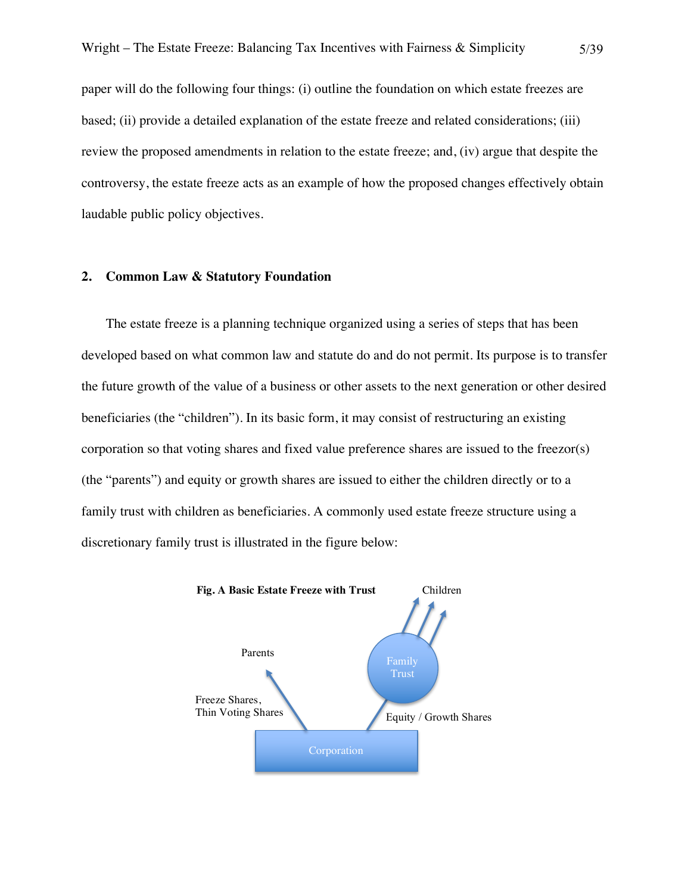paper will do the following four things: (i) outline the foundation on which estate freezes are based; (ii) provide a detailed explanation of the estate freeze and related considerations; (iii) review the proposed amendments in relation to the estate freeze; and, (iv) argue that despite the controversy, the estate freeze acts as an example of how the proposed changes effectively obtain laudable public policy objectives.

## 2. Common Law & Statutory Foundation

The estate freeze is a planning technique organized using a series of steps that has been developed based on what common law and statute do and do not permit. Its purpose is to transfer the future growth of the value of a business or other assets to the next generation or other desired beneficiaries (the "children"). In its basic form, it may consist of restructuring an existing corporation so that voting shares and fixed value preference shares are issued to the freezor(s) (the "parents") and equity or growth shares are issued to either the children directly or to a family trust with children as beneficiaries. A commonly used estate freeze structure using a discretionary family trust is illustrated in the figure below:

**Fig. A Basic Estate Freeze with Trust**

Children

Parents

Family Trust

Freeze Shares, Thin Voting Shares

Equity / Growth Shares

Corporation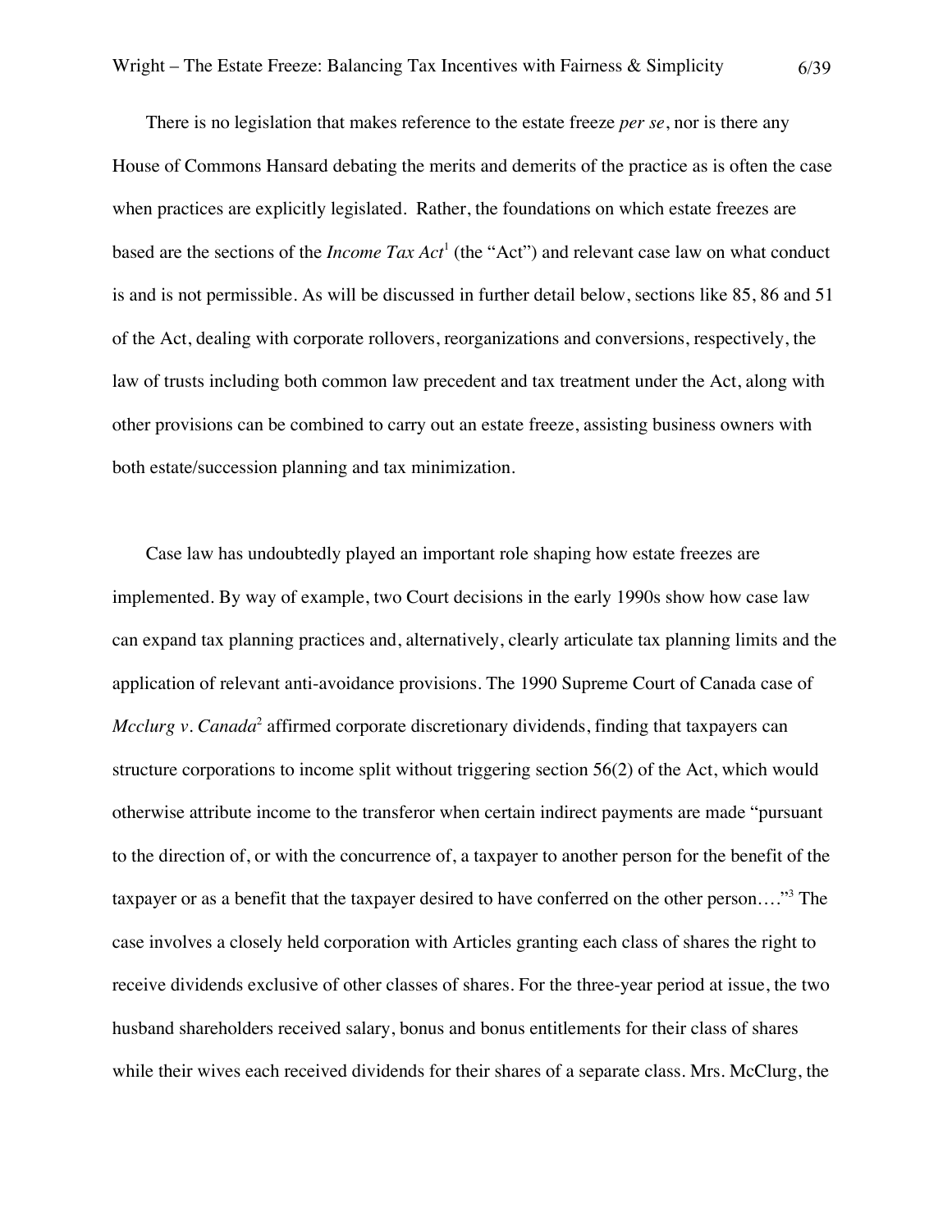There is no legislation that makes reference to the estate freeze *per se*, nor is there any House of Commons Hansard debating the merits and demerits of the practice as is often the case when practices are explicitly legislated. Rather, the foundations on which estate freezes are based are the sections of the *Income Tax Act*[1] (the "Act") and relevant case law on what conduct is and is not permissible. As will be discussed in further detail below, sections like 85, 86 and 51 of the Act, dealing with corporate rollovers, reorganizations and conversions, respectively, the law of trusts including both common law precedent and tax treatment under the Act, along with other provisions can be combined to carry out an estate freeze, assisting business owners with both estate/succession planning and tax minimization.

Case law has undoubtedly played an important role shaping how estate freezes are implemented. By way of example, two Court decisions in the early 1990s show how case law can expand tax planning practices and, alternatively, clearly articulate tax planning limits and the application of relevant anti-avoidance provisions. The 1990 Supreme Court of Canada case of *Mcclurg v. Canada*[2] affirmed corporate discretionary dividends, finding that taxpayers can structure corporations to income split without triggering section 56(2) of the Act, which would otherwise attribute income to the transferor when certain indirect payments are made "pursuant to the direction of, or with the concurrence of, a taxpayer to another person for the benefit of the taxpayer or as a benefit that the taxpayer desired to have conferred on the other person…."[3] The case involves a closely held corporation with Articles granting each class of shares the right to receive dividends exclusive of other classes of shares. For the three-year period at issue, the two husband shareholders received salary, bonus and bonus entitlements for their class of shares while their wives each received dividends for their shares of a separate class. Mrs. McClurg, the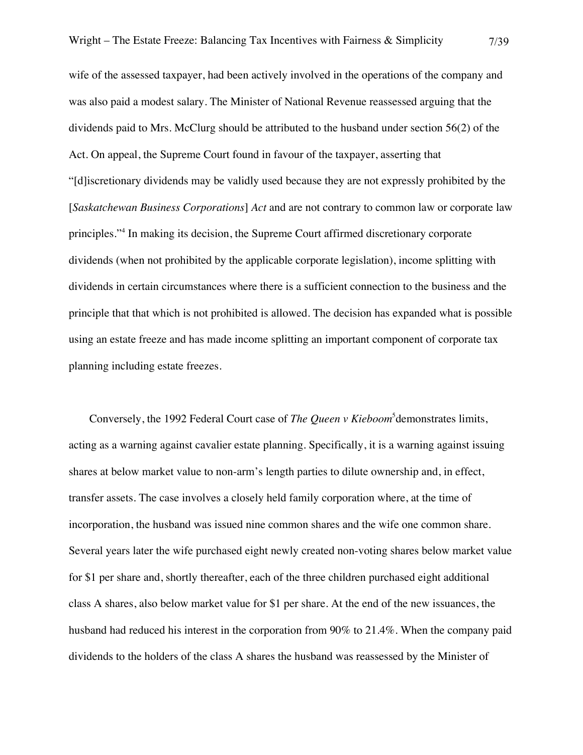wife of the assessed taxpayer, had been actively involved in the operations of the company and was also paid a modest salary. The Minister of National Revenue reassessed arguing that the dividends paid to Mrs. McClurg should be attributed to the husband under section 56(2) of the Act. On appeal, the Supreme Court found in favour of the taxpayer, asserting that "[d]iscretionary dividends may be validly used because they are not expressly prohibited by the [*Saskatchewan Business Corporations*] *Act* and are not contrary to common law or corporate law principles."[4] In making its decision, the Supreme Court affirmed discretionary corporate dividends (when not prohibited by the applicable corporate legislation), income splitting with dividends in certain circumstances where there is a sufficient connection to the business and the principle that that which is not prohibited is allowed. The decision has expanded what is possible using an estate freeze and has made income splitting an important component of corporate tax planning including estate freezes.

Conversely, the 1992 Federal Court case of *The Queen v Kieboom*[5] demonstrates limits, acting as a warning against cavalier estate planning. Specifically, it is a warning against issuing shares at below market value to non-arm's length parties to dilute ownership and, in effect, transfer assets. The case involves a closely held family corporation where, at the time of incorporation, the husband was issued nine common shares and the wife one common share. Several years later the wife purchased eight newly created non-voting shares below market value for $1 per share and, shortly thereafter, each of the three children purchased eight additional class A shares, also below market value for $1 per share. At the end of the new issuances, the husband had reduced his interest in the corporation from 90% to 21.4%. When the company paid dividends to the holders of the class A shares the husband was reassessed by the Minister of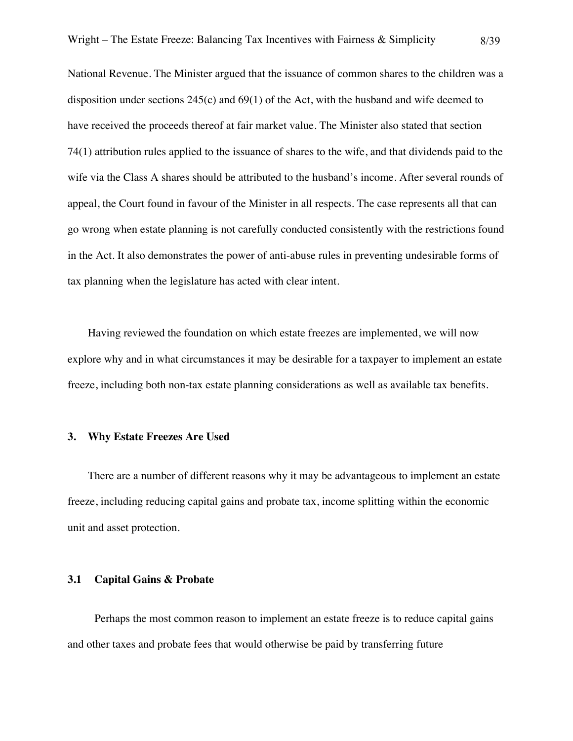National Revenue. The Minister argued that the issuance of common shares to the children was a disposition under sections 245(c) and 69(1) of the Act, with the husband and wife deemed to have received the proceeds thereof at fair market value. The Minister also stated that section 74(1) attribution rules applied to the issuance of shares to the wife, and that dividends paid to the wife via the Class A shares should be attributed to the husband's income. After several rounds of appeal, the Court found in favour of the Minister in all respects. The case represents all that can go wrong when estate planning is not carefully conducted consistently with the restrictions found in the Act. It also demonstrates the power of anti-abuse rules in preventing undesirable forms of tax planning when the legislature has acted with clear intent.

Having reviewed the foundation on which estate freezes are implemented, we will now explore why and in what circumstances it may be desirable for a taxpayer to implement an estate freeze, including both non-tax estate planning considerations as well as available tax benefits.

## 3. Why Estate Freezes Are Used

There are a number of different reasons why it may be advantageous to implement an estate freeze, including reducing capital gains and probate tax, income splitting within the economic unit and asset protection.

### 3.1 Capital Gains & Probate

Perhaps the most common reason to implement an estate freeze is to reduce capital gains and other taxes and probate fees that would otherwise be paid by transferring future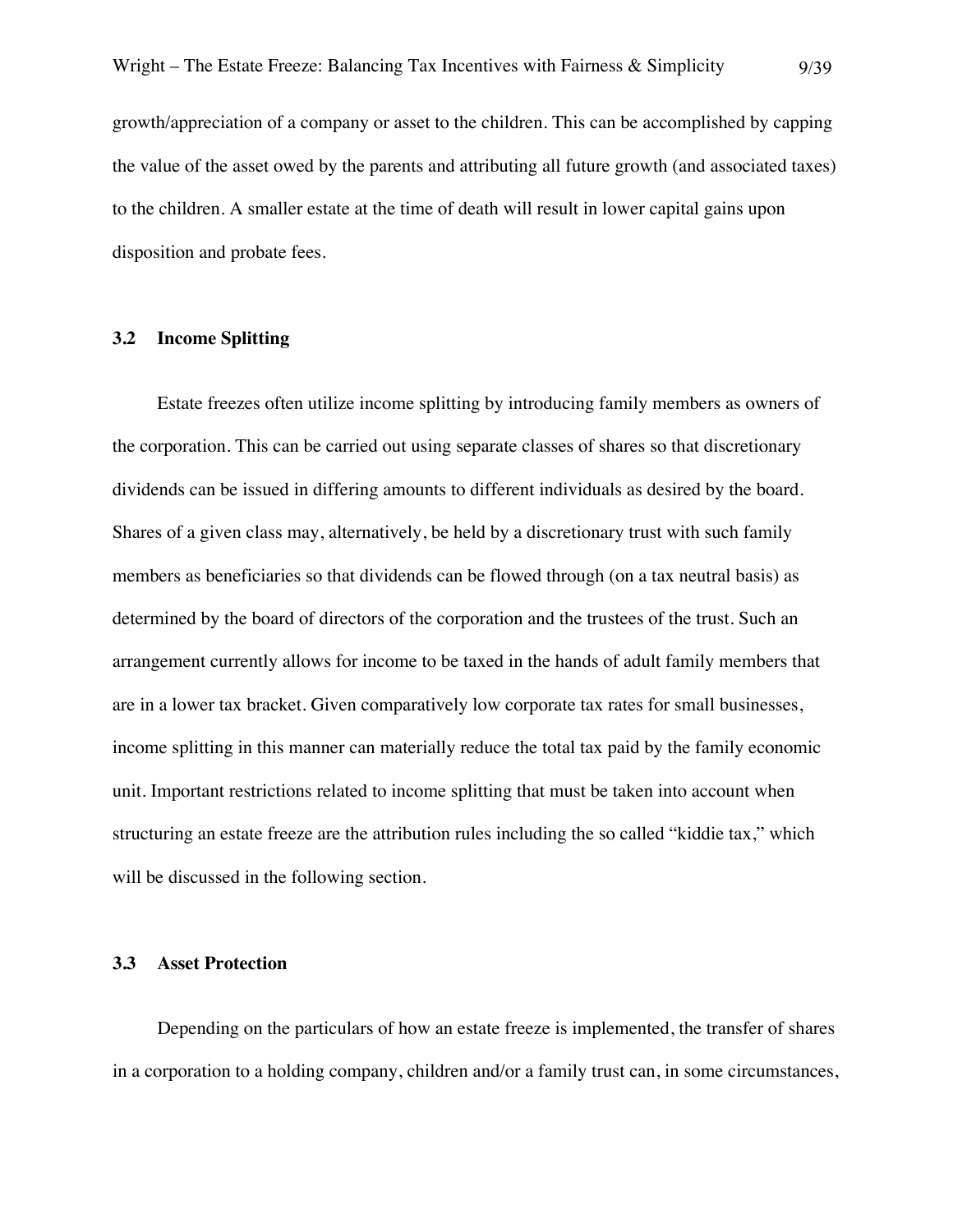growth/appreciation of a company or asset to the children. This can be accomplished by capping the value of the asset owed by the parents and attributing all future growth (and associated taxes) to the children. A smaller estate at the time of death will result in lower capital gains upon disposition and probate fees.

### 3.2 Income Splitting

Estate freezes often utilize income splitting by introducing family members as owners of the corporation. This can be carried out using separate classes of shares so that discretionary dividends can be issued in differing amounts to different individuals as desired by the board. Shares of a given class may, alternatively, be held by a discretionary trust with such family members as beneficiaries so that dividends can be flowed through (on a tax neutral basis) as determined by the board of directors of the corporation and the trustees of the trust. Such an arrangement currently allows for income to be taxed in the hands of adult family members that are in a lower tax bracket. Given comparatively low corporate tax rates for small businesses, income splitting in this manner can materially reduce the total tax paid by the family economic unit. Important restrictions related to income splitting that must be taken into account when structuring an estate freeze are the attribution rules including the so called "kiddie tax," which will be discussed in the following section.

### 3.3 Asset Protection

Depending on the particulars of how an estate freeze is implemented, the transfer of shares in a corporation to a holding company, children and/or a family trust can, in some circumstances,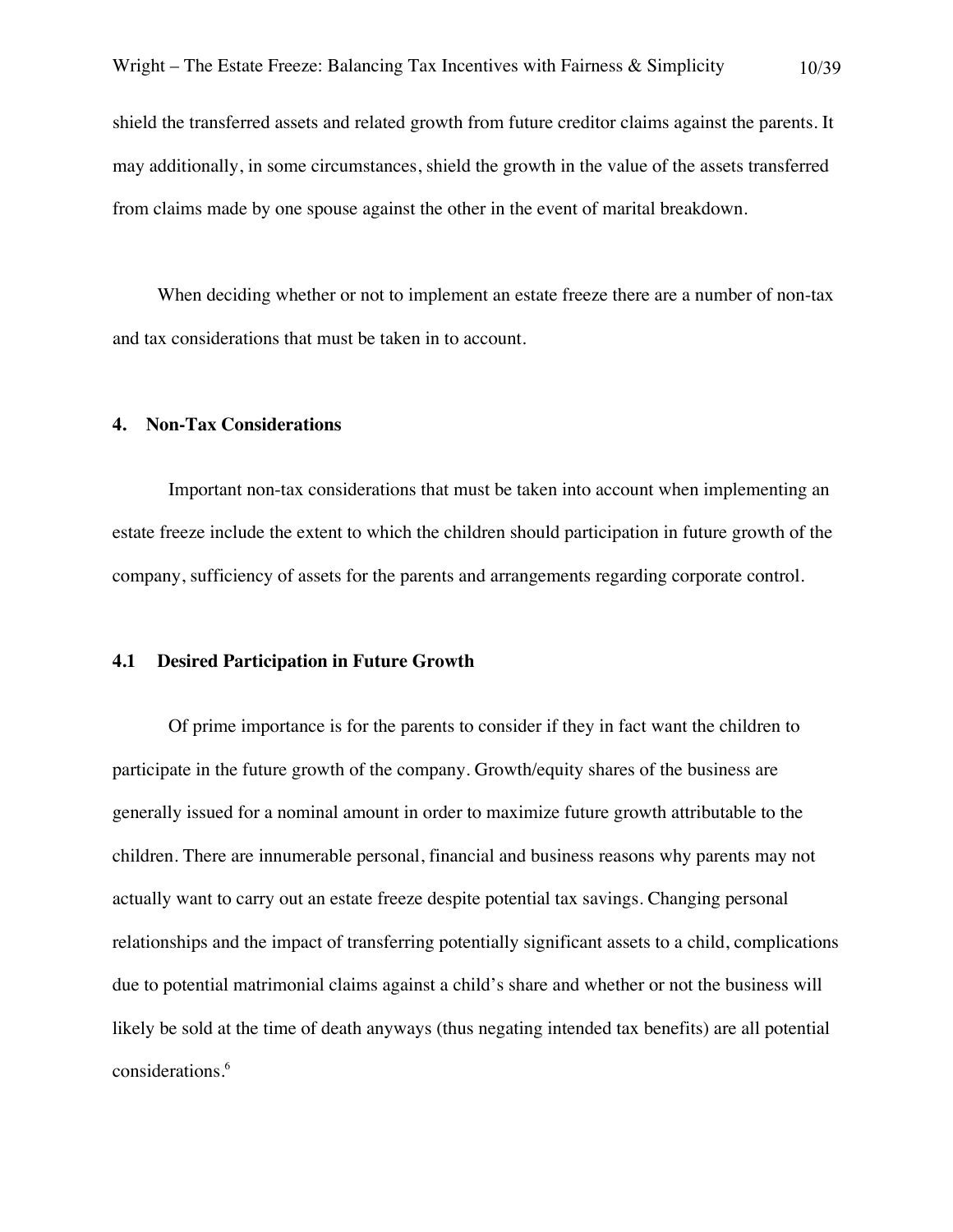shield the transferred assets and related growth from future creditor claims against the parents. It may additionally, in some circumstances, shield the growth in the value of the assets transferred from claims made by one spouse against the other in the event of marital breakdown.

When deciding whether or not to implement an estate freeze there are a number of non-tax and tax considerations that must be taken in to account.

## 4. Non-Tax Considerations

Important non-tax considerations that must be taken into account when implementing an estate freeze include the extent to which the children should participation in future growth of the company, sufficiency of assets for the parents and arrangements regarding corporate control.

### 4.1 Desired Participation in Future Growth

Of prime importance is for the parents to consider if they in fact want the children to participate in the future growth of the company. Growth/equity shares of the business are generally issued for a nominal amount in order to maximize future growth attributable to the children. There are innumerable personal, financial and business reasons why parents may not actually want to carry out an estate freeze despite potential tax savings. Changing personal relationships and the impact of transferring potentially significant assets to a child, complications due to potential matrimonial claims against a child's share and whether or not the business will likely be sold at the time of death anyways (thus negating intended tax benefits) are all potential considerations.[6]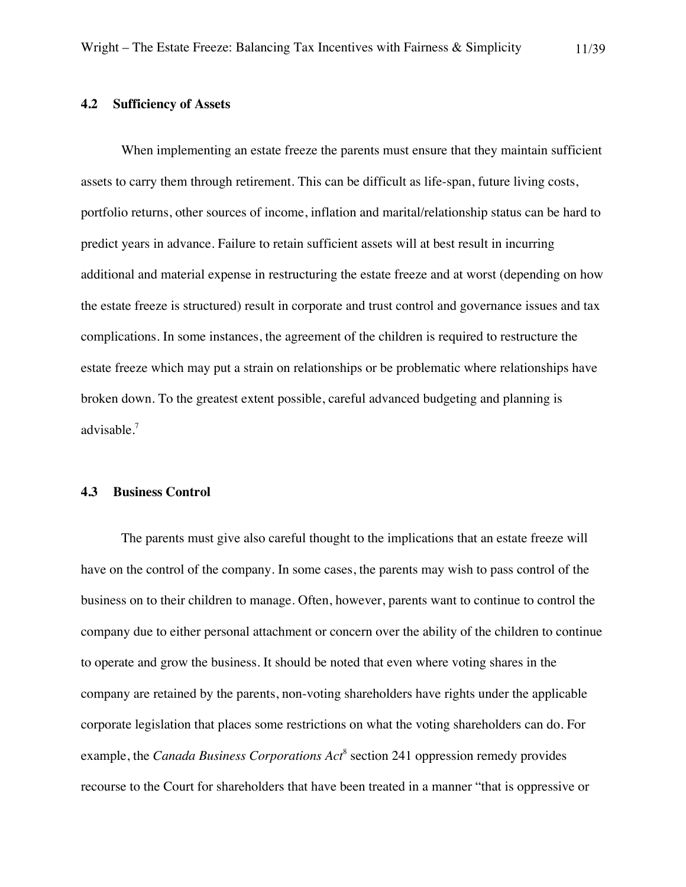### 4.2 Sufficiency of Assets

When implementing an estate freeze the parents must ensure that they maintain sufficient assets to carry them through retirement. This can be difficult as life-span, future living costs, portfolio returns, other sources of income, inflation and marital/relationship status can be hard to predict years in advance. Failure to retain sufficient assets will at best result in incurring additional and material expense in restructuring the estate freeze and at worst (depending on how the estate freeze is structured) result in corporate and trust control and governance issues and tax complications. In some instances, the agreement of the children is required to restructure the estate freeze which may put a strain on relationships or be problematic where relationships have broken down. To the greatest extent possible, careful advanced budgeting and planning is advisable.[7]

### 4.3 Business Control

The parents must give also careful thought to the implications that an estate freeze will have on the control of the company. In some cases, the parents may wish to pass control of the business on to their children to manage. Often, however, parents want to continue to control the company due to either personal attachment or concern over the ability of the children to continue to operate and grow the business. It should be noted that even where voting shares in the company are retained by the parents, non-voting shareholders have rights under the applicable corporate legislation that places some restrictions on what the voting shareholders can do. For example, the *Canada Business Corporations Act*[8] section 241 oppression remedy provides recourse to the Court for shareholders that have been treated in a manner "that is oppressive or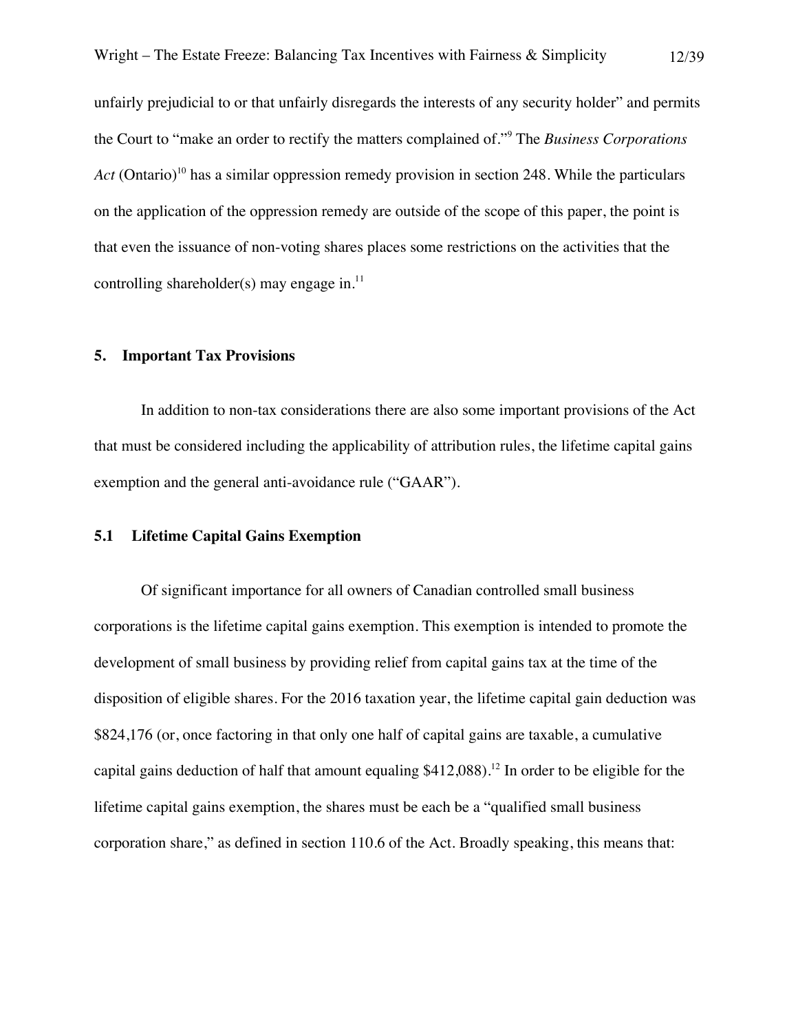unfairly prejudicial to or that unfairly disregards the interests of any security holder" and permits the Court to "make an order to rectify the matters complained of."[9] The *Business Corporations Act* (Ontario)[10] has a similar oppression remedy provision in section 248. While the particulars on the application of the oppression remedy are outside of the scope of this paper, the point is that even the issuance of non-voting shares places some restrictions on the activities that the controlling shareholder(s) may engage in.[11]

## 5. Important Tax Provisions

In addition to non-tax considerations there are also some important provisions of the Act that must be considered including the applicability of attribution rules, the lifetime capital gains exemption and the general anti-avoidance rule ("GAAR").

### 5.1 Lifetime Capital Gains Exemption

Of significant importance for all owners of Canadian controlled small business corporations is the lifetime capital gains exemption. This exemption is intended to promote the development of small business by providing relief from capital gains tax at the time of the disposition of eligible shares. For the 2016 taxation year, the lifetime capital gain deduction was \$824,176 (or, once factoring in that only one half of capital gains are taxable, a cumulative capital gains deduction of half that amount equaling \$412,088).[12] In order to be eligible for the lifetime capital gains exemption, the shares must be each be a "qualified small business corporation share," as defined in section 110.6 of the Act. Broadly speaking, this means that: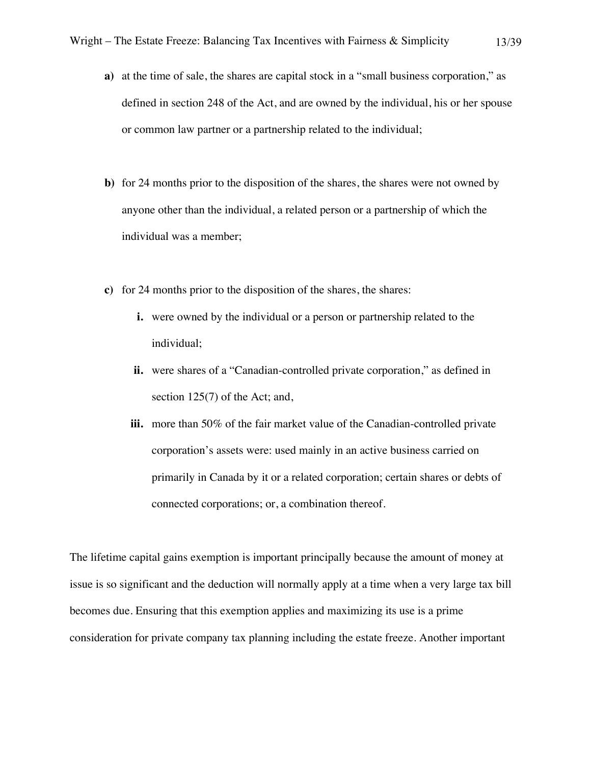**a)** at the time of sale, the shares are capital stock in a "small business corporation," as defined in section 248 of the Act, and are owned by the individual, his or her spouse or common law partner or a partnership related to the individual;

**b)** for 24 months prior to the disposition of the shares, the shares were not owned by anyone other than the individual, a related person or a partnership of which the individual was a member;

**c)** for 24 months prior to the disposition of the shares, the shares:

   **i.** were owned by the individual or a person or partnership related to the individual;

   **ii.** were shares of a "Canadian-controlled private corporation," as defined in section 125(7) of the Act; and,

   **iii.** more than 50% of the fair market value of the Canadian-controlled private corporation's assets were: used mainly in an active business carried on primarily in Canada by it or a related corporation; certain shares or debts of connected corporations; or, a combination thereof.

The lifetime capital gains exemption is important principally because the amount of money at issue is so significant and the deduction will normally apply at a time when a very large tax bill becomes due. Ensuring that this exemption applies and maximizing its use is a prime consideration for private company tax planning including the estate freeze. Another important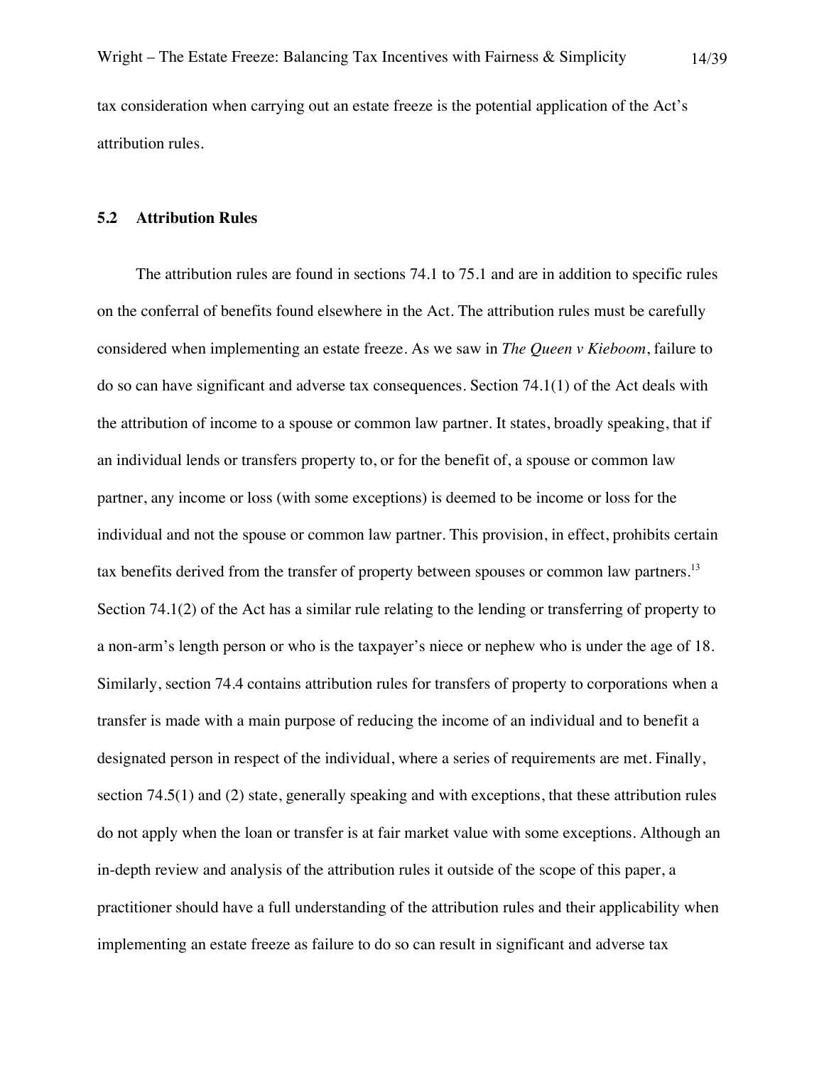tax consideration when carrying out an estate freeze is the potential application of the Act's attribution rules.

### 5.2 Attribution Rules

The attribution rules are found in sections 74.1 to 75.1 and are in addition to specific rules on the conferral of benefits found elsewhere in the Act. The attribution rules must be carefully considered when implementing an estate freeze. As we saw in *The Queen v Kieboom*, failure to do so can have significant and adverse tax consequences. Section 74.1(1) of the Act deals with the attribution of income to a spouse or common law partner. It states, broadly speaking, that if an individual lends or transfers property to, or for the benefit of, a spouse or common law partner, any income or loss (with some exceptions) is deemed to be income or loss for the individual and not the spouse or common law partner. This provision, in effect, prohibits certain tax benefits derived from the transfer of property between spouses or common law partners.[13] Section 74.1(2) of the Act has a similar rule relating to the lending or transferring of property to a non-arm's length person or who is the taxpayer's niece or nephew who is under the age of 18. Similarly, section 74.4 contains attribution rules for transfers of property to corporations when a transfer is made with a main purpose of reducing the income of an individual and to benefit a designated person in respect of the individual, where a series of requirements are met. Finally, section 74.5(1) and (2) state, generally speaking and with exceptions, that these attribution rules do not apply when the loan or transfer is at fair market value with some exceptions. Although an in-depth review and analysis of the attribution rules it outside of the scope of this paper, a practitioner should have a full understanding of the attribution rules and their applicability when implementing an estate freeze as failure to do so can result in significant and adverse tax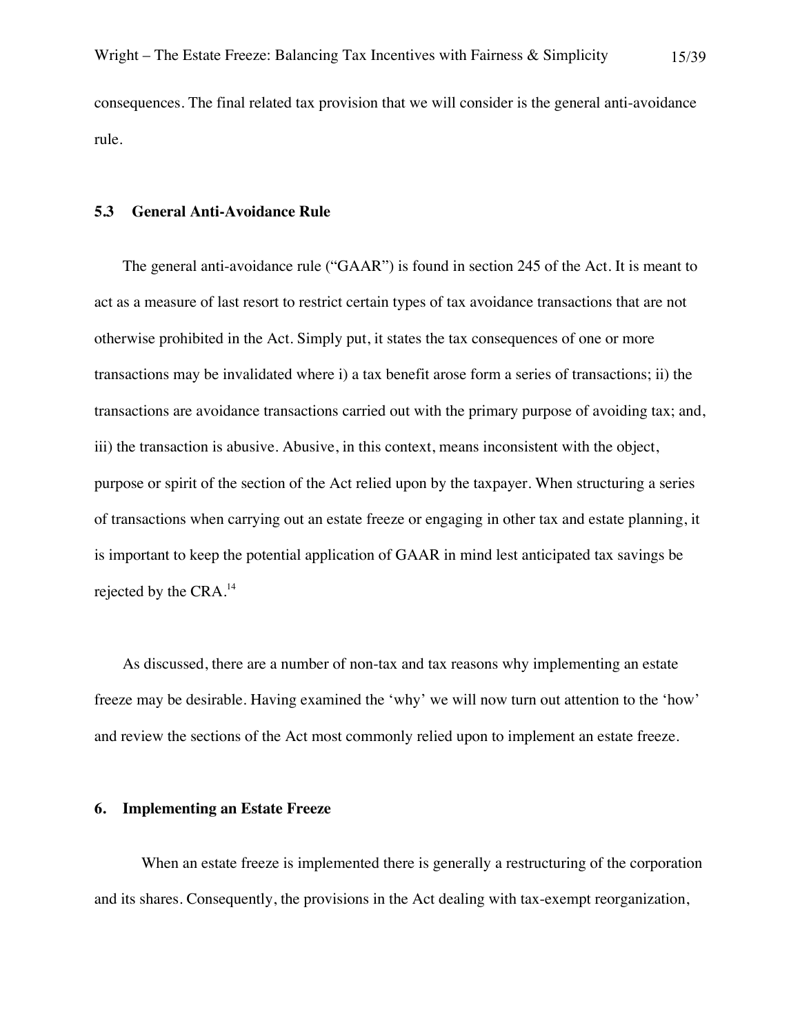consequences. The final related tax provision that we will consider is the general anti-avoidance rule.

### 5.3 General Anti-Avoidance Rule

The general anti-avoidance rule ("GAAR") is found in section 245 of the Act. It is meant to act as a measure of last resort to restrict certain types of tax avoidance transactions that are not otherwise prohibited in the Act. Simply put, it states the tax consequences of one or more transactions may be invalidated where i) a tax benefit arose form a series of transactions; ii) the transactions are avoidance transactions carried out with the primary purpose of avoiding tax; and, iii) the transaction is abusive. Abusive, in this context, means inconsistent with the object, purpose or spirit of the section of the Act relied upon by the taxpayer. When structuring a series of transactions when carrying out an estate freeze or engaging in other tax and estate planning, it is important to keep the potential application of GAAR in mind lest anticipated tax savings be rejected by the CRA.[14]

As discussed, there are a number of non-tax and tax reasons why implementing an estate freeze may be desirable. Having examined the 'why' we will now turn out attention to the 'how' and review the sections of the Act most commonly relied upon to implement an estate freeze.

## 6. Implementing an Estate Freeze

When an estate freeze is implemented there is generally a restructuring of the corporation and its shares. Consequently, the provisions in the Act dealing with tax-exempt reorganization,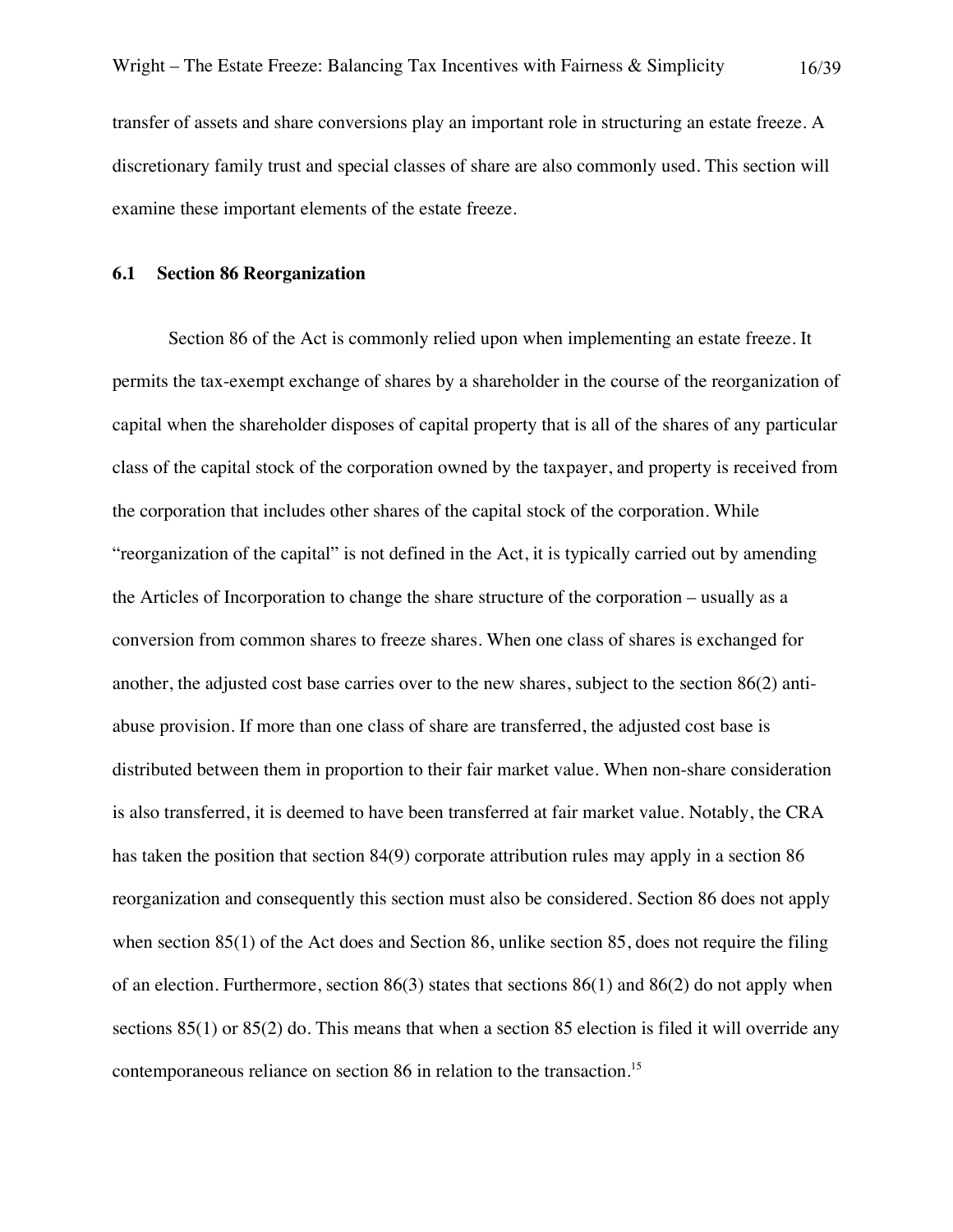transfer of assets and share conversions play an important role in structuring an estate freeze. A discretionary family trust and special classes of share are also commonly used. This section will examine these important elements of the estate freeze.

### 6.1 Section 86 Reorganization

Section 86 of the Act is commonly relied upon when implementing an estate freeze. It permits the tax-exempt exchange of shares by a shareholder in the course of the reorganization of capital when the shareholder disposes of capital property that is all of the shares of any particular class of the capital stock of the corporation owned by the taxpayer, and property is received from the corporation that includes other shares of the capital stock of the corporation. While "reorganization of the capital" is not defined in the Act, it is typically carried out by amending the Articles of Incorporation to change the share structure of the corporation – usually as a conversion from common shares to freeze shares. When one class of shares is exchanged for another, the adjusted cost base carries over to the new shares, subject to the section 86(2) anti-abuse provision. If more than one class of share are transferred, the adjusted cost base is distributed between them in proportion to their fair market value. When non-share consideration is also transferred, it is deemed to have been transferred at fair market value. Notably, the CRA has taken the position that section 84(9) corporate attribution rules may apply in a section 86 reorganization and consequently this section must also be considered. Section 86 does not apply when section 85(1) of the Act does and Section 86, unlike section 85, does not require the filing of an election. Furthermore, section 86(3) states that sections 86(1) and 86(2) do not apply when sections 85(1) or 85(2) do. This means that when a section 85 election is filed it will override any contemporaneous reliance on section 86 in relation to the transaction.[15]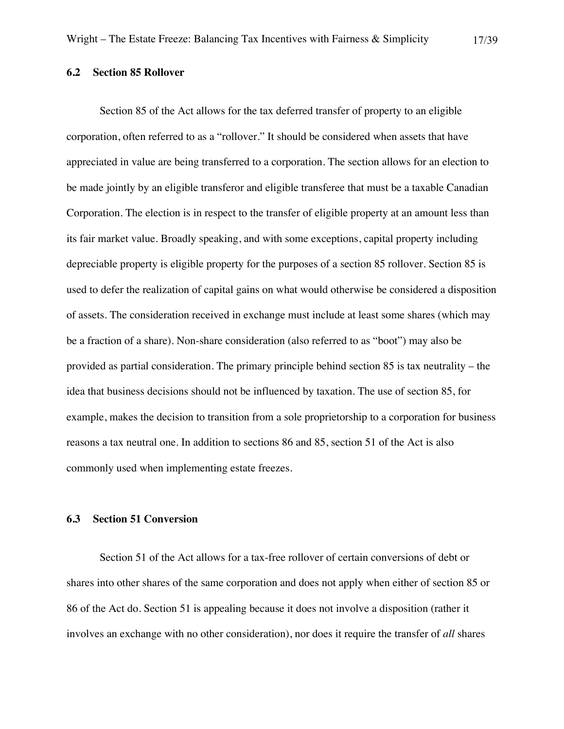### 6.2 Section 85 Rollover

Section 85 of the Act allows for the tax deferred transfer of property to an eligible corporation, often referred to as a "rollover." It should be considered when assets that have appreciated in value are being transferred to a corporation. The section allows for an election to be made jointly by an eligible transferor and eligible transferee that must be a taxable Canadian Corporation. The election is in respect to the transfer of eligible property at an amount less than its fair market value. Broadly speaking, and with some exceptions, capital property including depreciable property is eligible property for the purposes of a section 85 rollover. Section 85 is used to defer the realization of capital gains on what would otherwise be considered a disposition of assets. The consideration received in exchange must include at least some shares (which may be a fraction of a share). Non-share consideration (also referred to as "boot") may also be provided as partial consideration. The primary principle behind section 85 is tax neutrality – the idea that business decisions should not be influenced by taxation. The use of section 85, for example, makes the decision to transition from a sole proprietorship to a corporation for business reasons a tax neutral one. In addition to sections 86 and 85, section 51 of the Act is also commonly used when implementing estate freezes.

### 6.3 Section 51 Conversion

Section 51 of the Act allows for a tax-free rollover of certain conversions of debt or shares into other shares of the same corporation and does not apply when either of section 85 or 86 of the Act do. Section 51 is appealing because it does not involve a disposition (rather it involves an exchange with no other consideration), nor does it require the transfer of *all* shares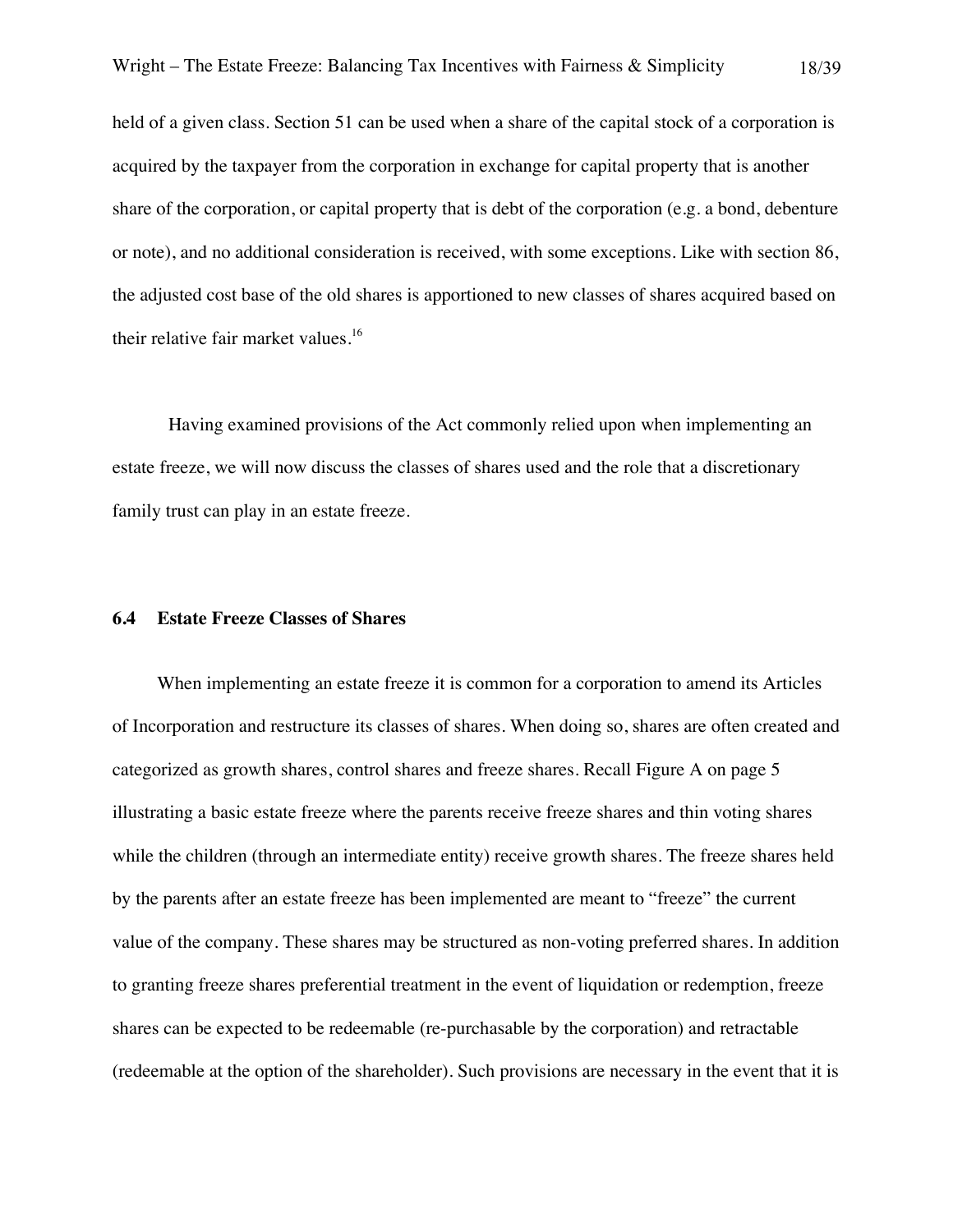held of a given class. Section 51 can be used when a share of the capital stock of a corporation is acquired by the taxpayer from the corporation in exchange for capital property that is another share of the corporation, or capital property that is debt of the corporation (e.g. a bond, debenture or note), and no additional consideration is received, with some exceptions. Like with section 86, the adjusted cost base of the old shares is apportioned to new classes of shares acquired based on their relative fair market values.[16]

Having examined provisions of the Act commonly relied upon when implementing an estate freeze, we will now discuss the classes of shares used and the role that a discretionary family trust can play in an estate freeze.

### 6.4 Estate Freeze Classes of Shares

When implementing an estate freeze it is common for a corporation to amend its Articles of Incorporation and restructure its classes of shares. When doing so, shares are often created and categorized as growth shares, control shares and freeze shares. Recall Figure A on page 5 illustrating a basic estate freeze where the parents receive freeze shares and thin voting shares while the children (through an intermediate entity) receive growth shares. The freeze shares held by the parents after an estate freeze has been implemented are meant to "freeze" the current value of the company. These shares may be structured as non-voting preferred shares. In addition to granting freeze shares preferential treatment in the event of liquidation or redemption, freeze shares can be expected to be redeemable (re-purchasable by the corporation) and retractable (redeemable at the option of the shareholder). Such provisions are necessary in the event that it is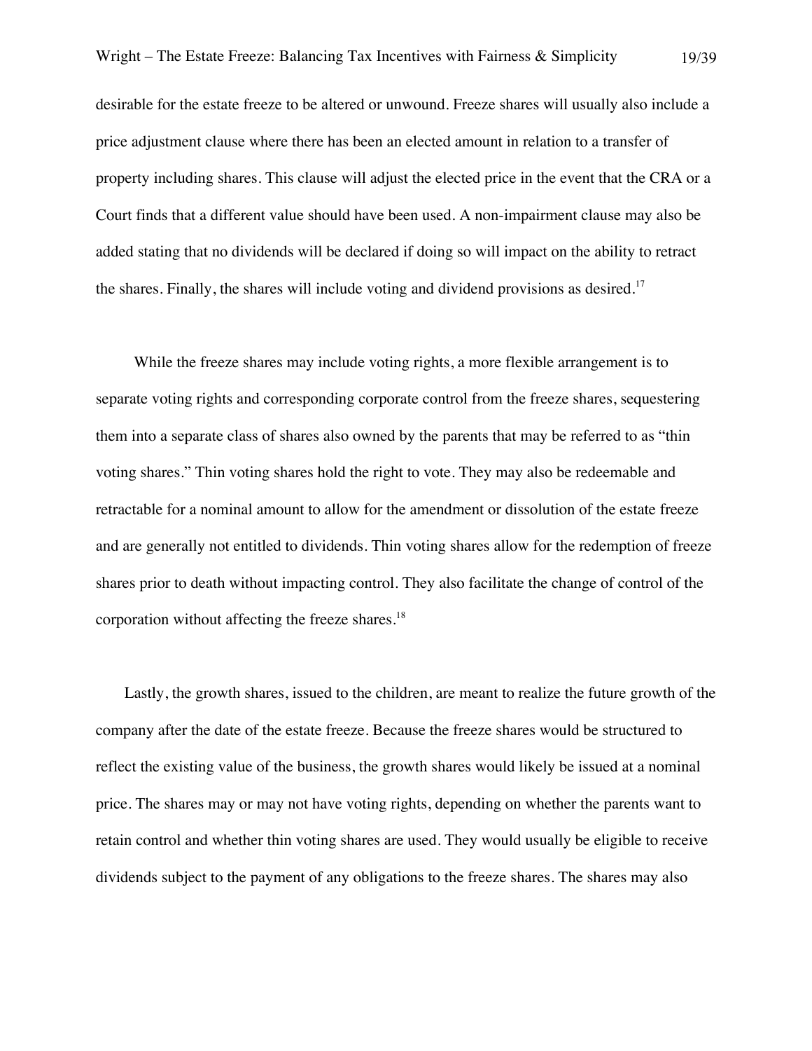desirable for the estate freeze to be altered or unwound. Freeze shares will usually also include a price adjustment clause where there has been an elected amount in relation to a transfer of property including shares. This clause will adjust the elected price in the event that the CRA or a Court finds that a different value should have been used. A non-impairment clause may also be added stating that no dividends will be declared if doing so will impact on the ability to retract the shares. Finally, the shares will include voting and dividend provisions as desired.[17]

While the freeze shares may include voting rights, a more flexible arrangement is to separate voting rights and corresponding corporate control from the freeze shares, sequestering them into a separate class of shares also owned by the parents that may be referred to as "thin voting shares." Thin voting shares hold the right to vote. They may also be redeemable and retractable for a nominal amount to allow for the amendment or dissolution of the estate freeze and are generally not entitled to dividends. Thin voting shares allow for the redemption of freeze shares prior to death without impacting control. They also facilitate the change of control of the corporation without affecting the freeze shares.[18]

Lastly, the growth shares, issued to the children, are meant to realize the future growth of the company after the date of the estate freeze. Because the freeze shares would be structured to reflect the existing value of the business, the growth shares would likely be issued at a nominal price. The shares may or may not have voting rights, depending on whether the parents want to retain control and whether thin voting shares are used. They would usually be eligible to receive dividends subject to the payment of any obligations to the freeze shares. The shares may also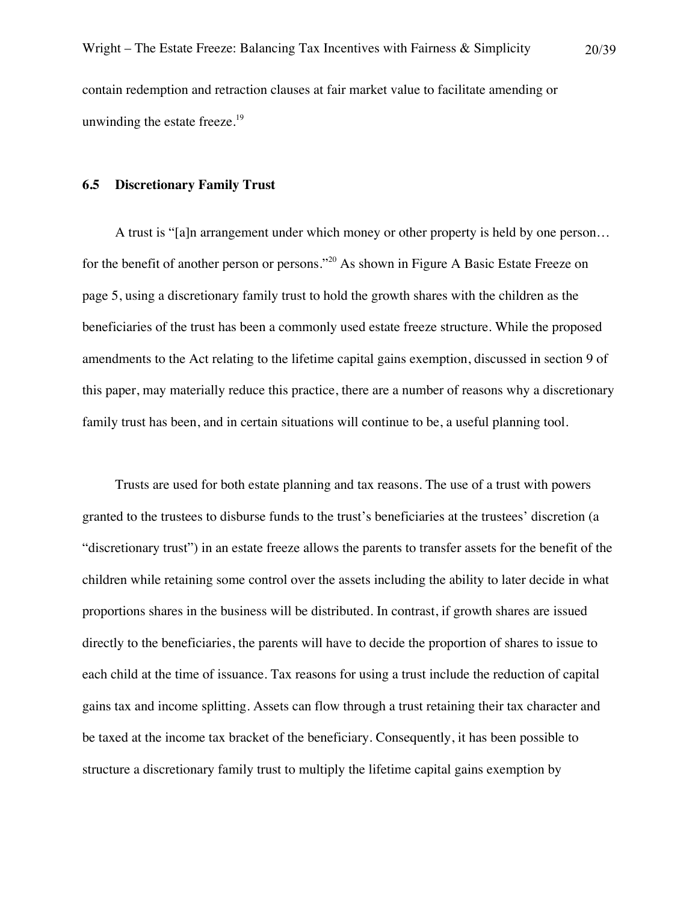contain redemption and retraction clauses at fair market value to facilitate amending or unwinding the estate freeze.[19]

### 6.5 Discretionary Family Trust

A trust is "[a]n arrangement under which money or other property is held by one person… for the benefit of another person or persons."[20] As shown in Figure A Basic Estate Freeze on page 5, using a discretionary family trust to hold the growth shares with the children as the beneficiaries of the trust has been a commonly used estate freeze structure. While the proposed amendments to the Act relating to the lifetime capital gains exemption, discussed in section 9 of this paper, may materially reduce this practice, there are a number of reasons why a discretionary family trust has been, and in certain situations will continue to be, a useful planning tool.

Trusts are used for both estate planning and tax reasons. The use of a trust with powers granted to the trustees to disburse funds to the trust's beneficiaries at the trustees' discretion (a "discretionary trust") in an estate freeze allows the parents to transfer assets for the benefit of the children while retaining some control over the assets including the ability to later decide in what proportions shares in the business will be distributed. In contrast, if growth shares are issued directly to the beneficiaries, the parents will have to decide the proportion of shares to issue to each child at the time of issuance. Tax reasons for using a trust include the reduction of capital gains tax and income splitting. Assets can flow through a trust retaining their tax character and be taxed at the income tax bracket of the beneficiary. Consequently, it has been possible to structure a discretionary family trust to multiply the lifetime capital gains exemption by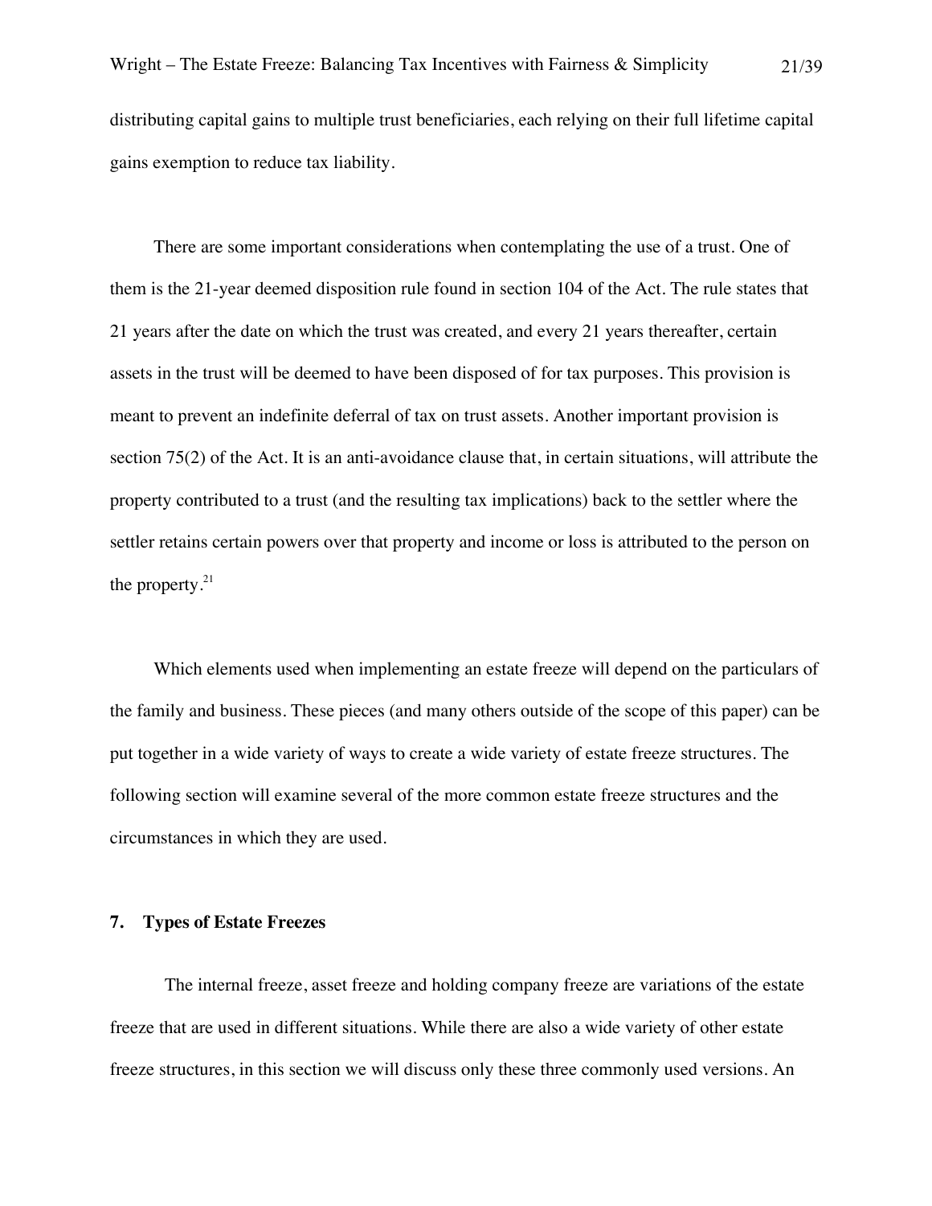distributing capital gains to multiple trust beneficiaries, each relying on their full lifetime capital gains exemption to reduce tax liability.

There are some important considerations when contemplating the use of a trust. One of them is the 21-year deemed disposition rule found in section 104 of the Act. The rule states that 21 years after the date on which the trust was created, and every 21 years thereafter, certain assets in the trust will be deemed to have been disposed of for tax purposes. This provision is meant to prevent an indefinite deferral of tax on trust assets. Another important provision is section 75(2) of the Act. It is an anti-avoidance clause that, in certain situations, will attribute the property contributed to a trust (and the resulting tax implications) back to the settler where the settler retains certain powers over that property and income or loss is attributed to the person on the property.[21]

Which elements used when implementing an estate freeze will depend on the particulars of the family and business. These pieces (and many others outside of the scope of this paper) can be put together in a wide variety of ways to create a wide variety of estate freeze structures. The following section will examine several of the more common estate freeze structures and the circumstances in which they are used.

## 7. Types of Estate Freezes

The internal freeze, asset freeze and holding company freeze are variations of the estate freeze that are used in different situations. While there are also a wide variety of other estate freeze structures, in this section we will discuss only these three commonly used versions. An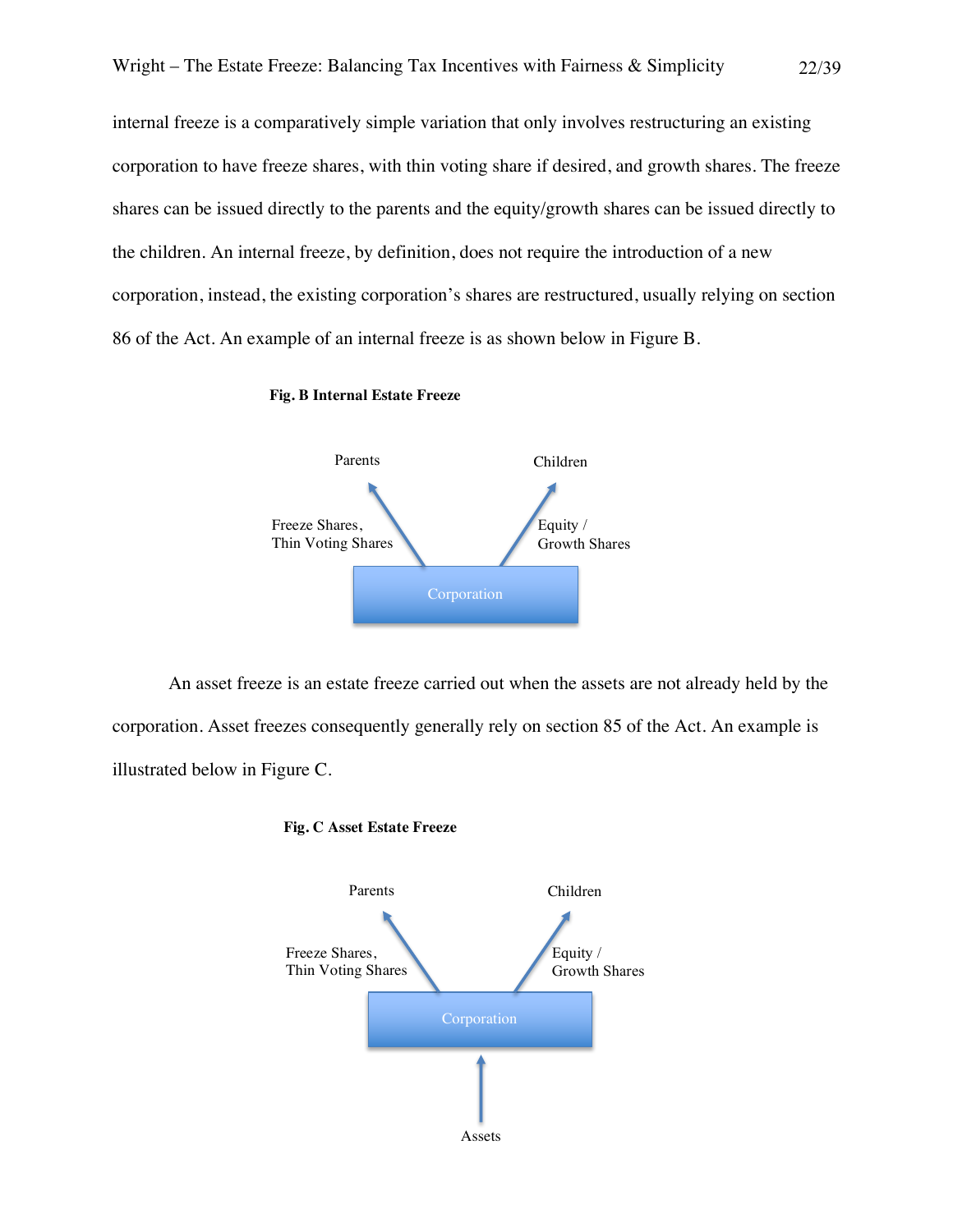internal freeze is a comparatively simple variation that only involves restructuring an existing corporation to have freeze shares, with thin voting share if desired, and growth shares. The freeze shares can be issued directly to the parents and the equity/growth shares can be issued directly to the children. An internal freeze, by definition, does not require the introduction of a new corporation, instead, the existing corporation's shares are restructured, usually relying on section 86 of the Act. An example of an internal freeze is as shown below in Figure B.

**Fig. B Internal Estate Freeze**

Parents

Children

Freeze Shares,
Thin Voting Shares

Equity /
Growth Shares

Corporation

An asset freeze is an estate freeze carried out when the assets are not already held by the corporation. Asset freezes consequently generally rely on section 85 of the Act. An example is illustrated below in Figure C.

**Fig. C Asset Estate Freeze**

Parents

Children

Freeze Shares,
Thin Voting Shares

Equity /
Growth Shares

Corporation

Assets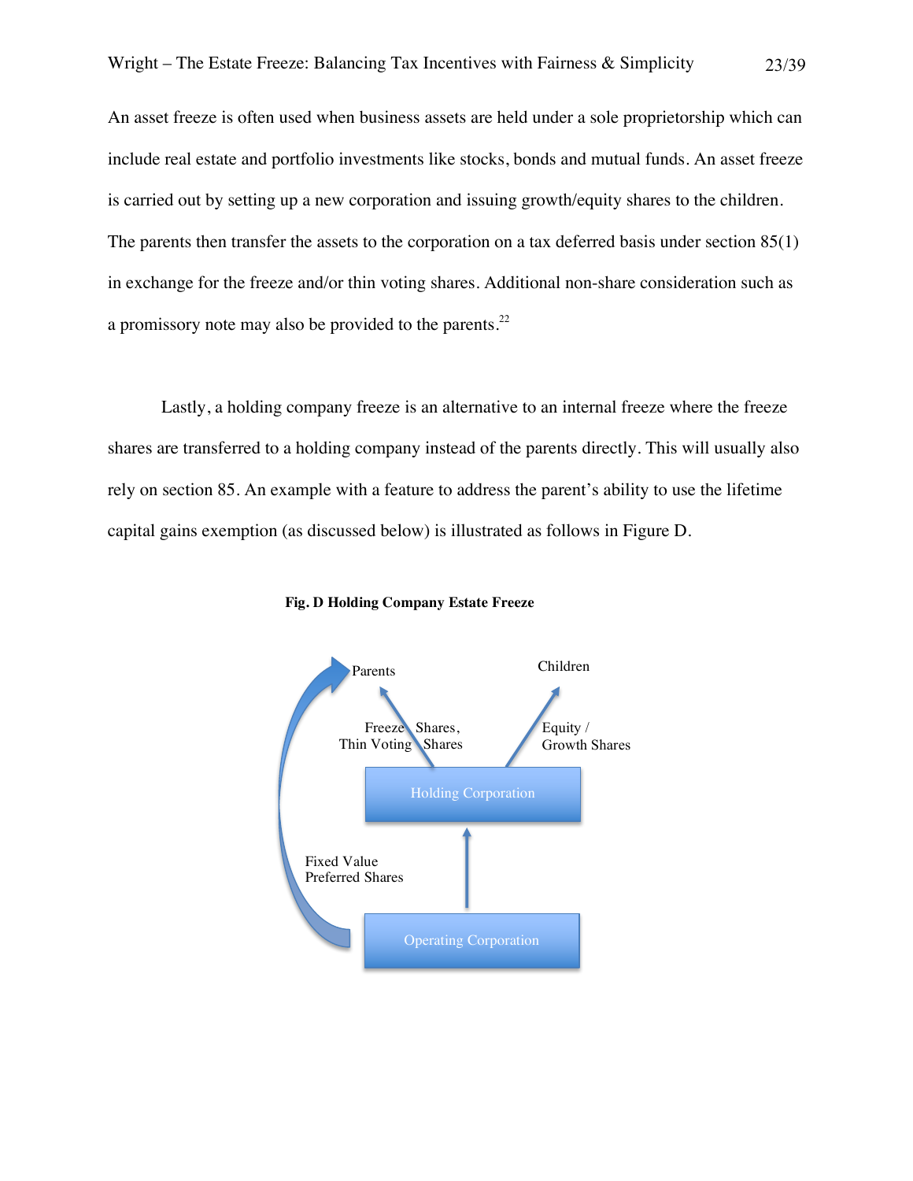An asset freeze is often used when business assets are held under a sole proprietorship which can include real estate and portfolio investments like stocks, bonds and mutual funds. An asset freeze is carried out by setting up a new corporation and issuing growth/equity shares to the children. The parents then transfer the assets to the corporation on a tax deferred basis under section 85(1) in exchange for the freeze and/or thin voting shares. Additional non-share consideration such as a promissory note may also be provided to the parents.[22]

Lastly, a holding company freeze is an alternative to an internal freeze where the freeze shares are transferred to a holding company instead of the parents directly. This will usually also rely on section 85. An example with a feature to address the parent's ability to use the lifetime capital gains exemption (as discussed below) is illustrated as follows in Figure D.

**Fig. D Holding Company Estate Freeze**

Parents

Children

Freeze Shares, Thin Voting Shares

Equity / Growth Shares

Holding Corporation

Fixed Value Preferred Shares

Operating Corporation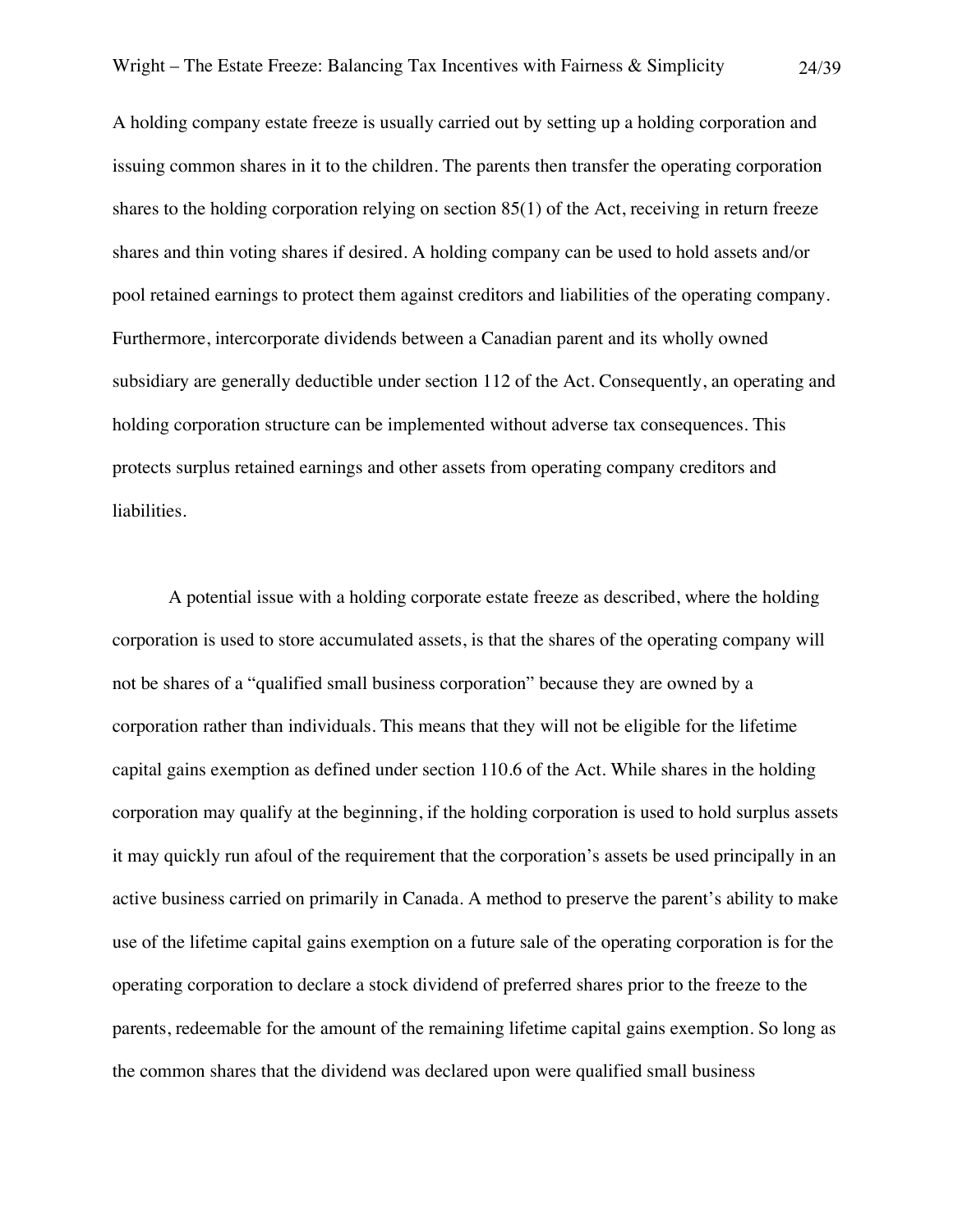A holding company estate freeze is usually carried out by setting up a holding corporation and issuing common shares in it to the children. The parents then transfer the operating corporation shares to the holding corporation relying on section 85(1) of the Act, receiving in return freeze shares and thin voting shares if desired. A holding company can be used to hold assets and/or pool retained earnings to protect them against creditors and liabilities of the operating company. Furthermore, intercorporate dividends between a Canadian parent and its wholly owned subsidiary are generally deductible under section 112 of the Act. Consequently, an operating and holding corporation structure can be implemented without adverse tax consequences. This protects surplus retained earnings and other assets from operating company creditors and liabilities.

A potential issue with a holding corporate estate freeze as described, where the holding corporation is used to store accumulated assets, is that the shares of the operating company will not be shares of a "qualified small business corporation" because they are owned by a corporation rather than individuals. This means that they will not be eligible for the lifetime capital gains exemption as defined under section 110.6 of the Act. While shares in the holding corporation may qualify at the beginning, if the holding corporation is used to hold surplus assets it may quickly run afoul of the requirement that the corporation's assets be used principally in an active business carried on primarily in Canada. A method to preserve the parent's ability to make use of the lifetime capital gains exemption on a future sale of the operating corporation is for the operating corporation to declare a stock dividend of preferred shares prior to the freeze to the parents, redeemable for the amount of the remaining lifetime capital gains exemption. So long as the common shares that the dividend was declared upon were qualified small business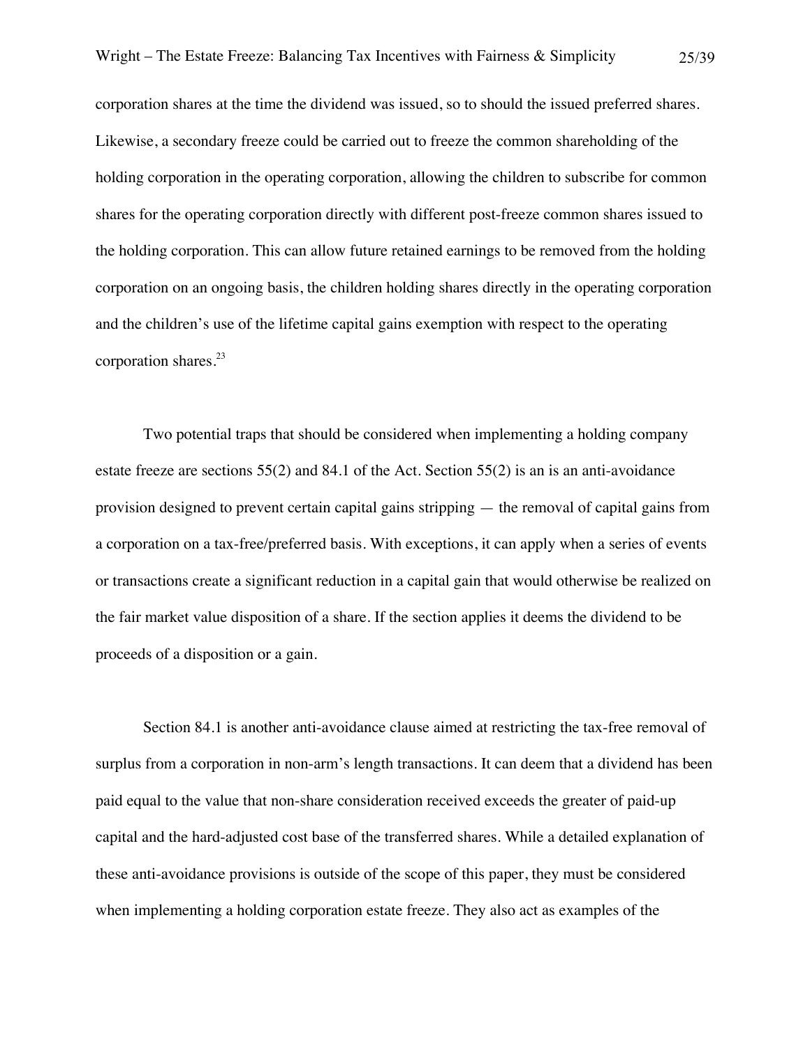corporation shares at the time the dividend was issued, so to should the issued preferred shares. Likewise, a secondary freeze could be carried out to freeze the common shareholding of the holding corporation in the operating corporation, allowing the children to subscribe for common shares for the operating corporation directly with different post-freeze common shares issued to the holding corporation. This can allow future retained earnings to be removed from the holding corporation on an ongoing basis, the children holding shares directly in the operating corporation and the children's use of the lifetime capital gains exemption with respect to the operating corporation shares.[23]

Two potential traps that should be considered when implementing a holding company estate freeze are sections 55(2) and 84.1 of the Act. Section 55(2) is an is an anti-avoidance provision designed to prevent certain capital gains stripping — the removal of capital gains from a corporation on a tax-free/preferred basis. With exceptions, it can apply when a series of events or transactions create a significant reduction in a capital gain that would otherwise be realized on the fair market value disposition of a share. If the section applies it deems the dividend to be proceeds of a disposition or a gain.

Section 84.1 is another anti-avoidance clause aimed at restricting the tax-free removal of surplus from a corporation in non-arm's length transactions. It can deem that a dividend has been paid equal to the value that non-share consideration received exceeds the greater of paid-up capital and the hard-adjusted cost base of the transferred shares. While a detailed explanation of these anti-avoidance provisions is outside of the scope of this paper, they must be considered when implementing a holding corporation estate freeze. They also act as examples of the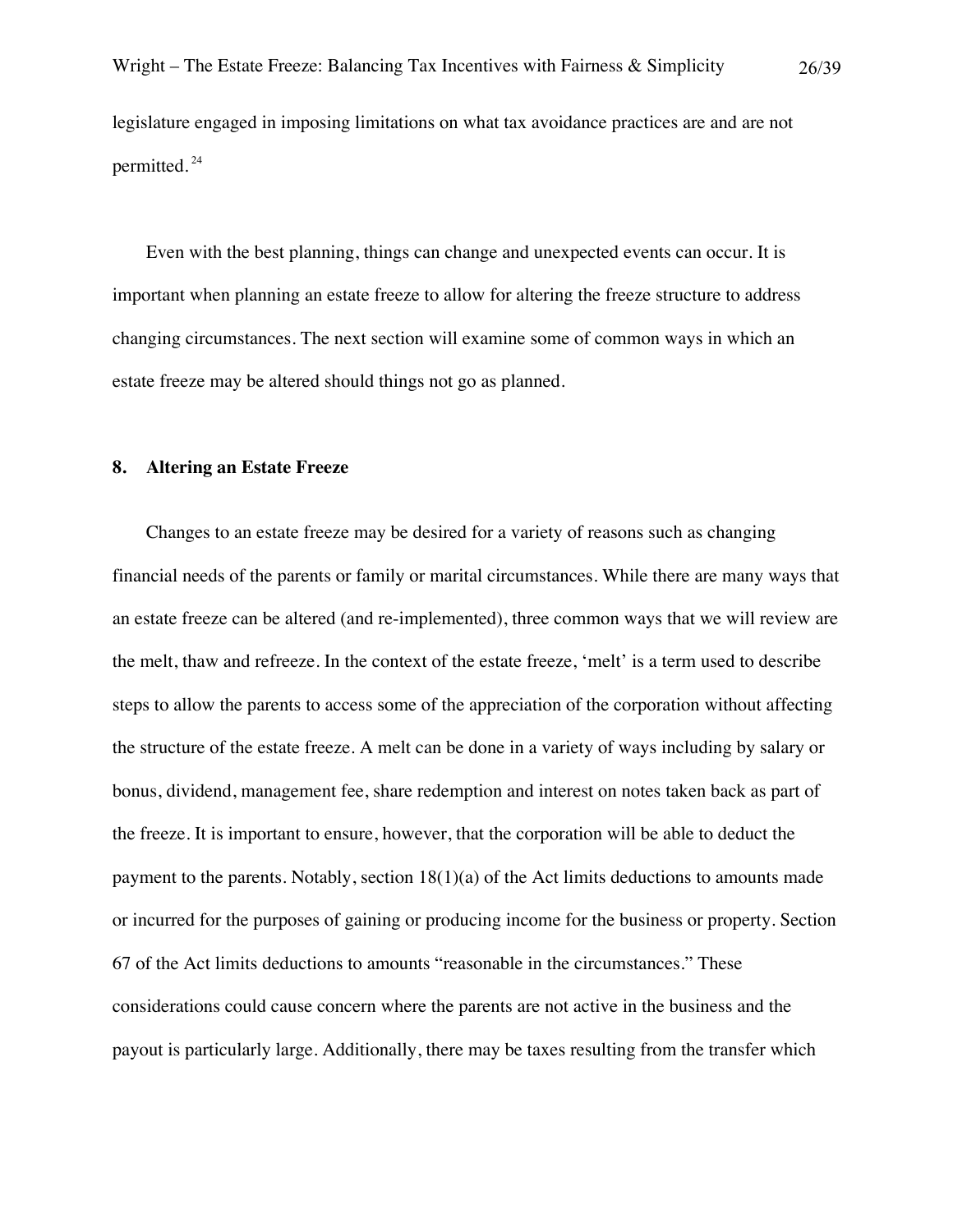legislature engaged in imposing limitations on what tax avoidance practices are and are not permitted.[24]

Even with the best planning, things can change and unexpected events can occur. It is important when planning an estate freeze to allow for altering the freeze structure to address changing circumstances. The next section will examine some of common ways in which an estate freeze may be altered should things not go as planned.

## 8. Altering an Estate Freeze

Changes to an estate freeze may be desired for a variety of reasons such as changing financial needs of the parents or family or marital circumstances. While there are many ways that an estate freeze can be altered (and re-implemented), three common ways that we will review are the melt, thaw and refreeze. In the context of the estate freeze, 'melt' is a term used to describe steps to allow the parents to access some of the appreciation of the corporation without affecting the structure of the estate freeze. A melt can be done in a variety of ways including by salary or bonus, dividend, management fee, share redemption and interest on notes taken back as part of the freeze. It is important to ensure, however, that the corporation will be able to deduct the payment to the parents. Notably, section 18(1)(a) of the Act limits deductions to amounts made or incurred for the purposes of gaining or producing income for the business or property. Section 67 of the Act limits deductions to amounts "reasonable in the circumstances." These considerations could cause concern where the parents are not active in the business and the payout is particularly large. Additionally, there may be taxes resulting from the transfer which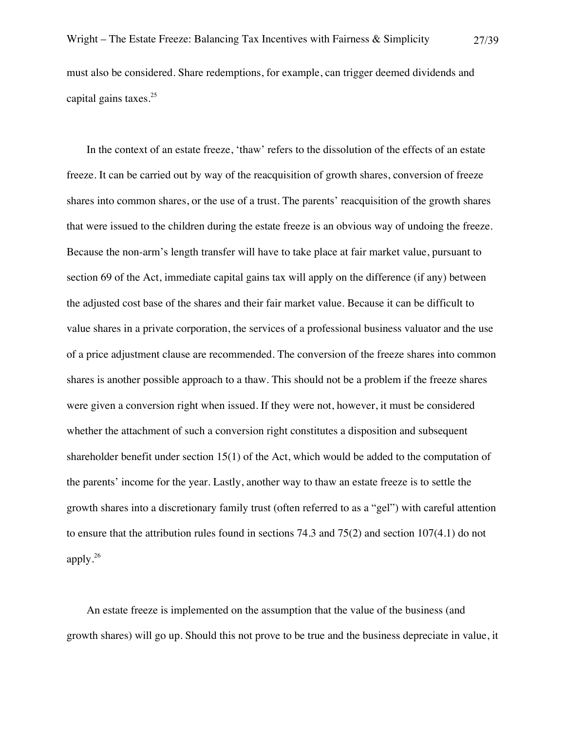must also be considered. Share redemptions, for example, can trigger deemed dividends and capital gains taxes.[25]

In the context of an estate freeze, 'thaw' refers to the dissolution of the effects of an estate freeze. It can be carried out by way of the reacquisition of growth shares, conversion of freeze shares into common shares, or the use of a trust. The parents' reacquisition of the growth shares that were issued to the children during the estate freeze is an obvious way of undoing the freeze. Because the non-arm's length transfer will have to take place at fair market value, pursuant to section 69 of the Act, immediate capital gains tax will apply on the difference (if any) between the adjusted cost base of the shares and their fair market value. Because it can be difficult to value shares in a private corporation, the services of a professional business valuator and the use of a price adjustment clause are recommended. The conversion of the freeze shares into common shares is another possible approach to a thaw. This should not be a problem if the freeze shares were given a conversion right when issued. If they were not, however, it must be considered whether the attachment of such a conversion right constitutes a disposition and subsequent shareholder benefit under section 15(1) of the Act, which would be added to the computation of the parents' income for the year. Lastly, another way to thaw an estate freeze is to settle the growth shares into a discretionary family trust (often referred to as a "gel") with careful attention to ensure that the attribution rules found in sections 74.3 and 75(2) and section 107(4.1) do not apply.[26]

An estate freeze is implemented on the assumption that the value of the business (and growth shares) will go up. Should this not prove to be true and the business depreciate in value, it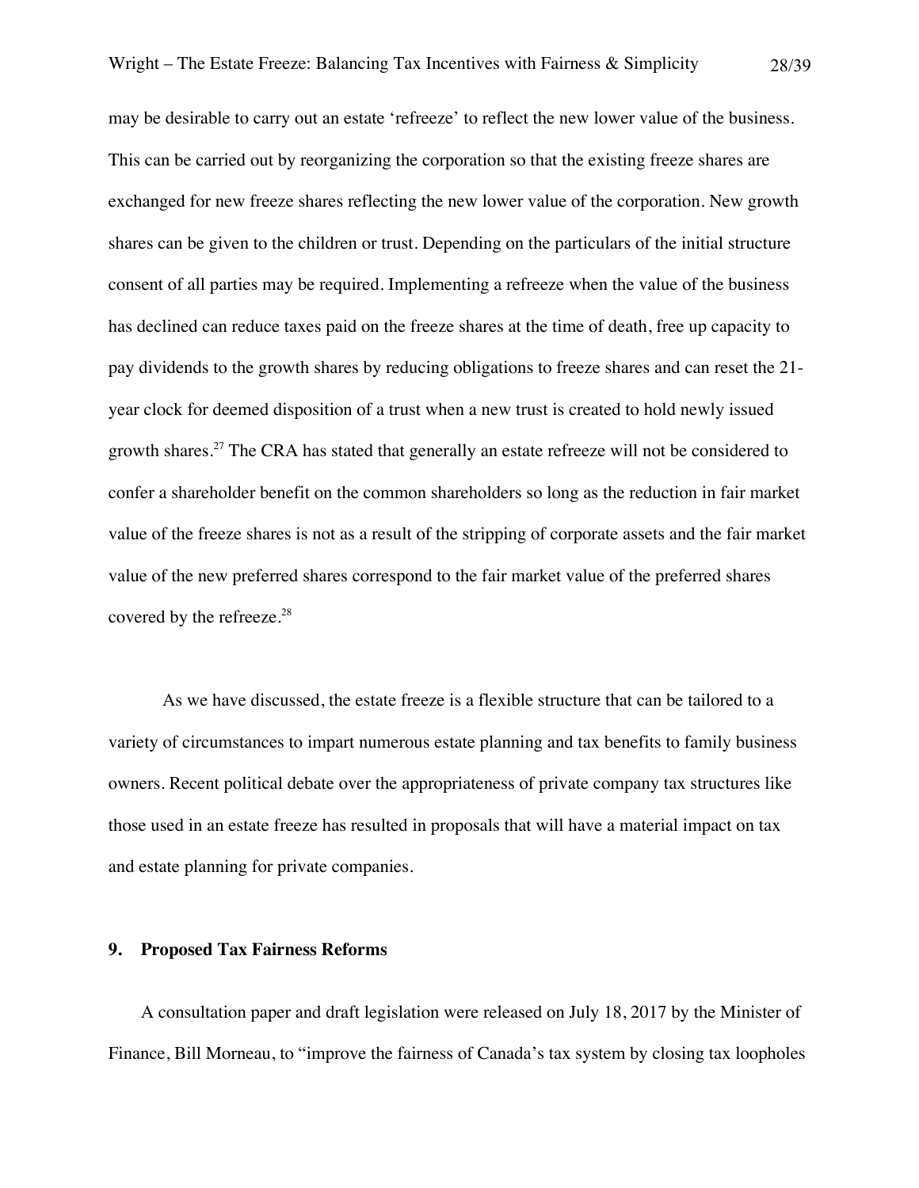may be desirable to carry out an estate 'refreeze' to reflect the new lower value of the business. This can be carried out by reorganizing the corporation so that the existing freeze shares are exchanged for new freeze shares reflecting the new lower value of the corporation. New growth shares can be given to the children or trust. Depending on the particulars of the initial structure consent of all parties may be required. Implementing a refreeze when the value of the business has declined can reduce taxes paid on the freeze shares at the time of death, free up capacity to pay dividends to the growth shares by reducing obligations to freeze shares and can reset the 21-year clock for deemed disposition of a trust when a new trust is created to hold newly issued growth shares.[27] The CRA has stated that generally an estate refreeze will not be considered to confer a shareholder benefit on the common shareholders so long as the reduction in fair market value of the freeze shares is not as a result of the stripping of corporate assets and the fair market value of the new preferred shares correspond to the fair market value of the preferred shares covered by the refreeze.[28]

As we have discussed, the estate freeze is a flexible structure that can be tailored to a variety of circumstances to impart numerous estate planning and tax benefits to family business owners. Recent political debate over the appropriateness of private company tax structures like those used in an estate freeze has resulted in proposals that will have a material impact on tax and estate planning for private companies.

## 9. Proposed Tax Fairness Reforms

A consultation paper and draft legislation were released on July 18, 2017 by the Minister of Finance, Bill Morneau, to "improve the fairness of Canada's tax system by closing tax loopholes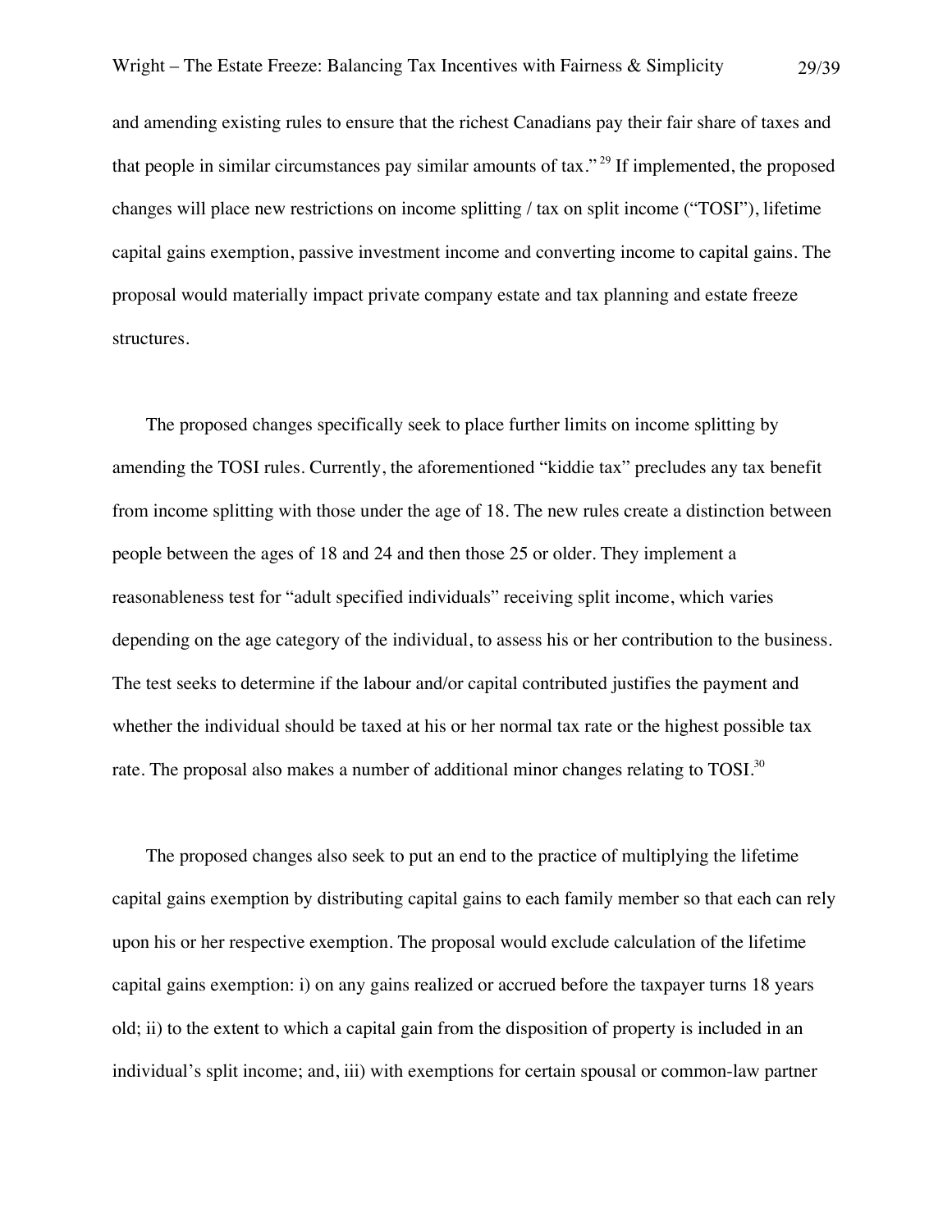and amending existing rules to ensure that the richest Canadians pay their fair share of taxes and that people in similar circumstances pay similar amounts of tax."[29] If implemented, the proposed changes will place new restrictions on income splitting / tax on split income ("TOSI"), lifetime capital gains exemption, passive investment income and converting income to capital gains. The proposal would materially impact private company estate and tax planning and estate freeze structures.

The proposed changes specifically seek to place further limits on income splitting by amending the TOSI rules. Currently, the aforementioned "kiddie tax" precludes any tax benefit from income splitting with those under the age of 18. The new rules create a distinction between people between the ages of 18 and 24 and then those 25 or older. They implement a reasonableness test for "adult specified individuals" receiving split income, which varies depending on the age category of the individual, to assess his or her contribution to the business. The test seeks to determine if the labour and/or capital contributed justifies the payment and whether the individual should be taxed at his or her normal tax rate or the highest possible tax rate. The proposal also makes a number of additional minor changes relating to TOSI.[30]

The proposed changes also seek to put an end to the practice of multiplying the lifetime capital gains exemption by distributing capital gains to each family member so that each can rely upon his or her respective exemption. The proposal would exclude calculation of the lifetime capital gains exemption: i) on any gains realized or accrued before the taxpayer turns 18 years old; ii) to the extent to which a capital gain from the disposition of property is included in an individual's split income; and, iii) with exemptions for certain spousal or common-law partner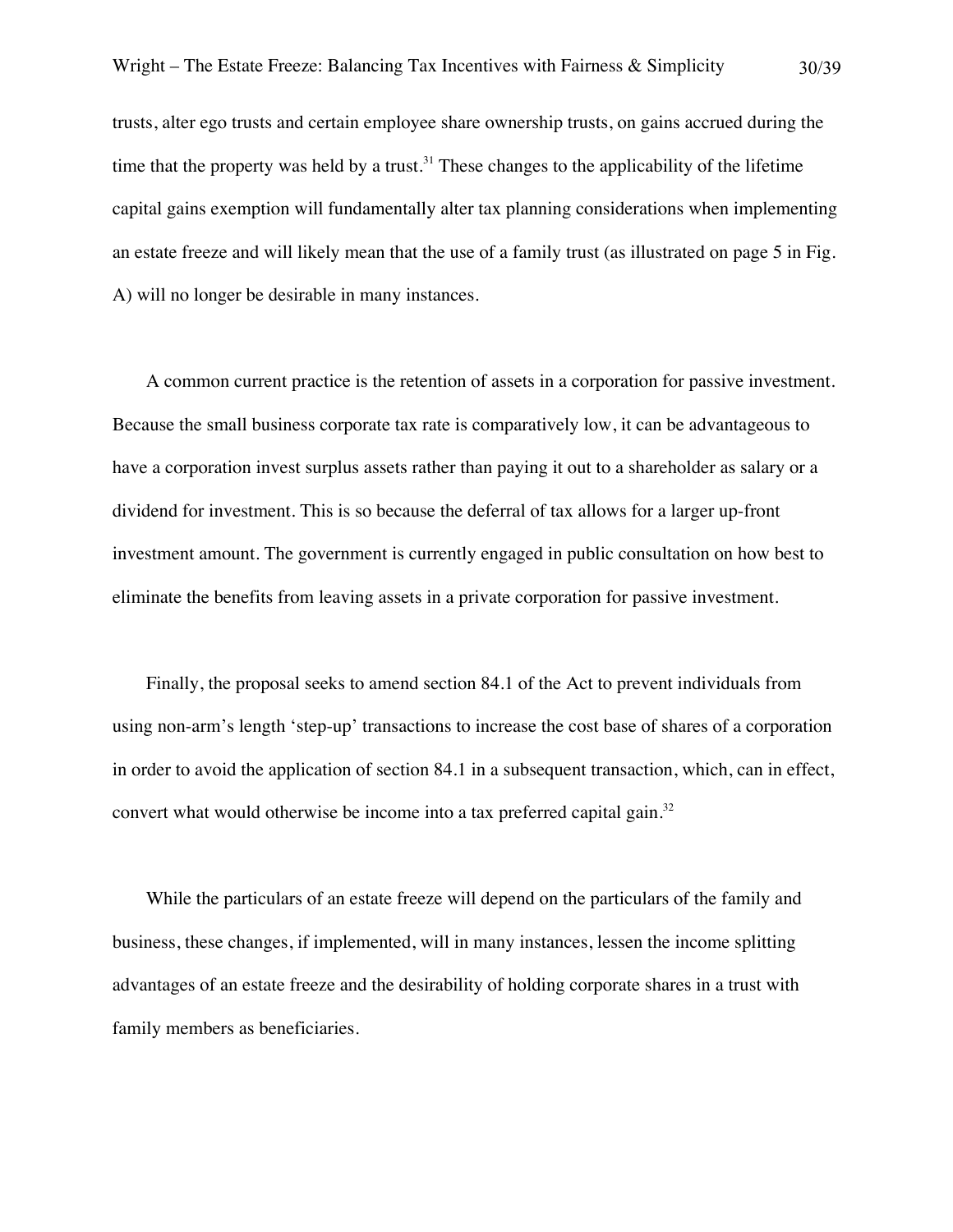trusts, alter ego trusts and certain employee share ownership trusts, on gains accrued during the time that the property was held by a trust.[31] These changes to the applicability of the lifetime capital gains exemption will fundamentally alter tax planning considerations when implementing an estate freeze and will likely mean that the use of a family trust (as illustrated on page 5 in Fig. A) will no longer be desirable in many instances.

A common current practice is the retention of assets in a corporation for passive investment. Because the small business corporate tax rate is comparatively low, it can be advantageous to have a corporation invest surplus assets rather than paying it out to a shareholder as salary or a dividend for investment. This is so because the deferral of tax allows for a larger up-front investment amount. The government is currently engaged in public consultation on how best to eliminate the benefits from leaving assets in a private corporation for passive investment.

Finally, the proposal seeks to amend section 84.1 of the Act to prevent individuals from using non-arm's length 'step-up' transactions to increase the cost base of shares of a corporation in order to avoid the application of section 84.1 in a subsequent transaction, which, can in effect, convert what would otherwise be income into a tax preferred capital gain.[32]

While the particulars of an estate freeze will depend on the particulars of the family and business, these changes, if implemented, will in many instances, lessen the income splitting advantages of an estate freeze and the desirability of holding corporate shares in a trust with family members as beneficiaries.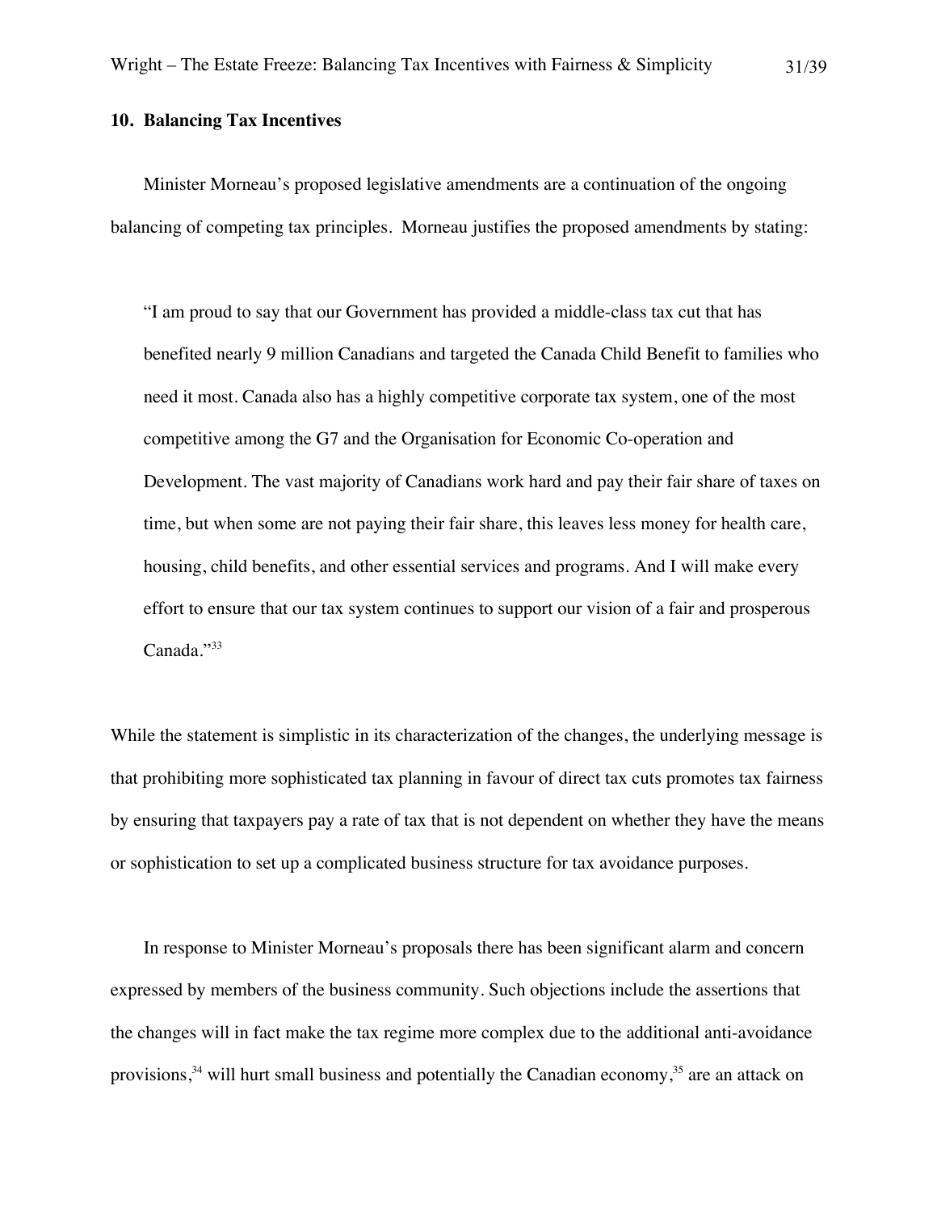## 10. Balancing Tax Incentives

Minister Morneau's proposed legislative amendments are a continuation of the ongoing balancing of competing tax principles. Morneau justifies the proposed amendments by stating:

> "I am proud to say that our Government has provided a middle-class tax cut that has benefited nearly 9 million Canadians and targeted the Canada Child Benefit to families who need it most. Canada also has a highly competitive corporate tax system, one of the most competitive among the G7 and the Organisation for Economic Co-operation and Development. The vast majority of Canadians work hard and pay their fair share of taxes on time, but when some are not paying their fair share, this leaves less money for health care, housing, child benefits, and other essential services and programs. And I will make every effort to ensure that our tax system continues to support our vision of a fair and prosperous Canada."[33]

While the statement is simplistic in its characterization of the changes, the underlying message is that prohibiting more sophisticated tax planning in favour of direct tax cuts promotes tax fairness by ensuring that taxpayers pay a rate of tax that is not dependent on whether they have the means or sophistication to set up a complicated business structure for tax avoidance purposes.

In response to Minister Morneau's proposals there has been significant alarm and concern expressed by members of the business community. Such objections include the assertions that the changes will in fact make the tax regime more complex due to the additional anti-avoidance provisions,[34] will hurt small business and potentially the Canadian economy,[35] are an attack on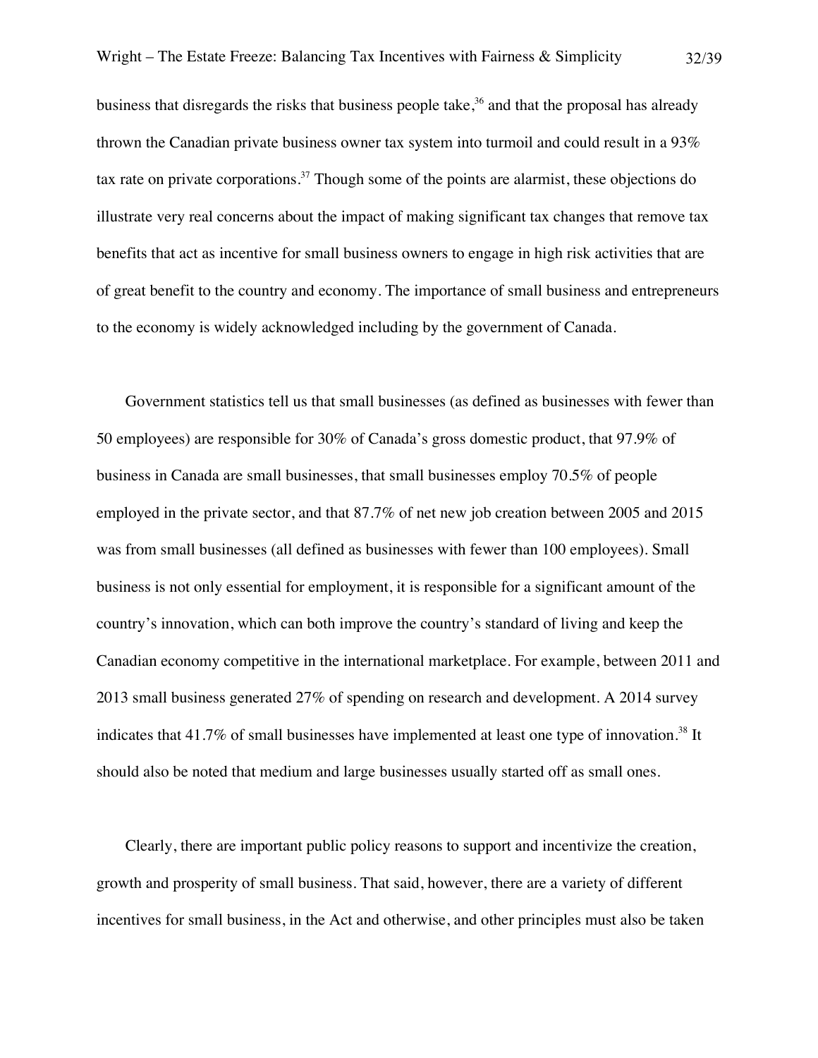business that disregards the risks that business people take,[36] and that the proposal has already thrown the Canadian private business owner tax system into turmoil and could result in a 93% tax rate on private corporations.[37] Though some of the points are alarmist, these objections do illustrate very real concerns about the impact of making significant tax changes that remove tax benefits that act as incentive for small business owners to engage in high risk activities that are of great benefit to the country and economy. The importance of small business and entrepreneurs to the economy is widely acknowledged including by the government of Canada.

Government statistics tell us that small businesses (as defined as businesses with fewer than 50 employees) are responsible for 30% of Canada's gross domestic product, that 97.9% of business in Canada are small businesses, that small businesses employ 70.5% of people employed in the private sector, and that 87.7% of net new job creation between 2005 and 2015 was from small businesses (all defined as businesses with fewer than 100 employees). Small business is not only essential for employment, it is responsible for a significant amount of the country's innovation, which can both improve the country's standard of living and keep the Canadian economy competitive in the international marketplace. For example, between 2011 and 2013 small business generated 27% of spending on research and development. A 2014 survey indicates that 41.7% of small businesses have implemented at least one type of innovation.[38] It should also be noted that medium and large businesses usually started off as small ones.

Clearly, there are important public policy reasons to support and incentivize the creation, growth and prosperity of small business. That said, however, there are a variety of different incentives for small business, in the Act and otherwise, and other principles must also be taken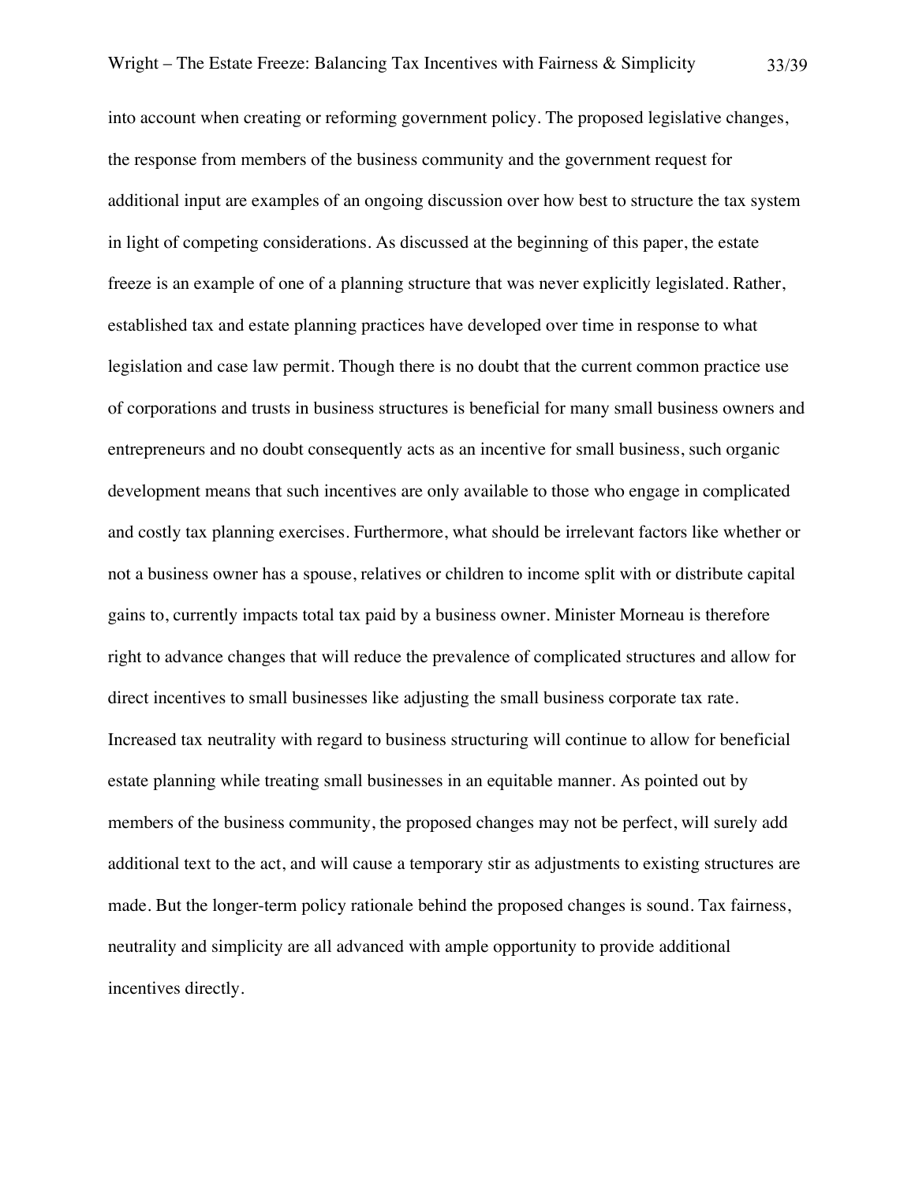into account when creating or reforming government policy. The proposed legislative changes, the response from members of the business community and the government request for additional input are examples of an ongoing discussion over how best to structure the tax system in light of competing considerations. As discussed at the beginning of this paper, the estate freeze is an example of one of a planning structure that was never explicitly legislated. Rather, established tax and estate planning practices have developed over time in response to what legislation and case law permit. Though there is no doubt that the current common practice use of corporations and trusts in business structures is beneficial for many small business owners and entrepreneurs and no doubt consequently acts as an incentive for small business, such organic development means that such incentives are only available to those who engage in complicated and costly tax planning exercises. Furthermore, what should be irrelevant factors like whether or not a business owner has a spouse, relatives or children to income split with or distribute capital gains to, currently impacts total tax paid by a business owner. Minister Morneau is therefore right to advance changes that will reduce the prevalence of complicated structures and allow for direct incentives to small businesses like adjusting the small business corporate tax rate. Increased tax neutrality with regard to business structuring will continue to allow for beneficial estate planning while treating small businesses in an equitable manner. As pointed out by members of the business community, the proposed changes may not be perfect, will surely add additional text to the act, and will cause a temporary stir as adjustments to existing structures are made. But the longer-term policy rationale behind the proposed changes is sound. Tax fairness, neutrality and simplicity are all advanced with ample opportunity to provide additional incentives directly.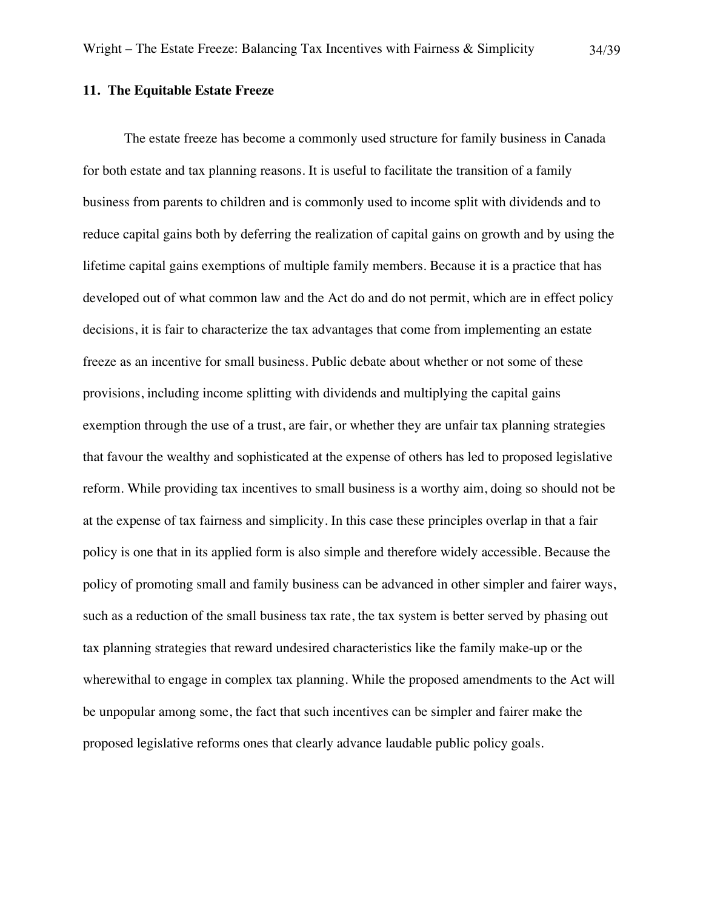## 11. The Equitable Estate Freeze

The estate freeze has become a commonly used structure for family business in Canada for both estate and tax planning reasons. It is useful to facilitate the transition of a family business from parents to children and is commonly used to income split with dividends and to reduce capital gains both by deferring the realization of capital gains on growth and by using the lifetime capital gains exemptions of multiple family members. Because it is a practice that has developed out of what common law and the Act do and do not permit, which are in effect policy decisions, it is fair to characterize the tax advantages that come from implementing an estate freeze as an incentive for small business. Public debate about whether or not some of these provisions, including income splitting with dividends and multiplying the capital gains exemption through the use of a trust, are fair, or whether they are unfair tax planning strategies that favour the wealthy and sophisticated at the expense of others has led to proposed legislative reform. While providing tax incentives to small business is a worthy aim, doing so should not be at the expense of tax fairness and simplicity. In this case these principles overlap in that a fair policy is one that in its applied form is also simple and therefore widely accessible. Because the policy of promoting small and family business can be advanced in other simpler and fairer ways, such as a reduction of the small business tax rate, the tax system is better served by phasing out tax planning strategies that reward undesired characteristics like the family make-up or the wherewithal to engage in complex tax planning. While the proposed amendments to the Act will be unpopular among some, the fact that such incentives can be simpler and fairer make the proposed legislative reforms ones that clearly advance laudable public policy goals.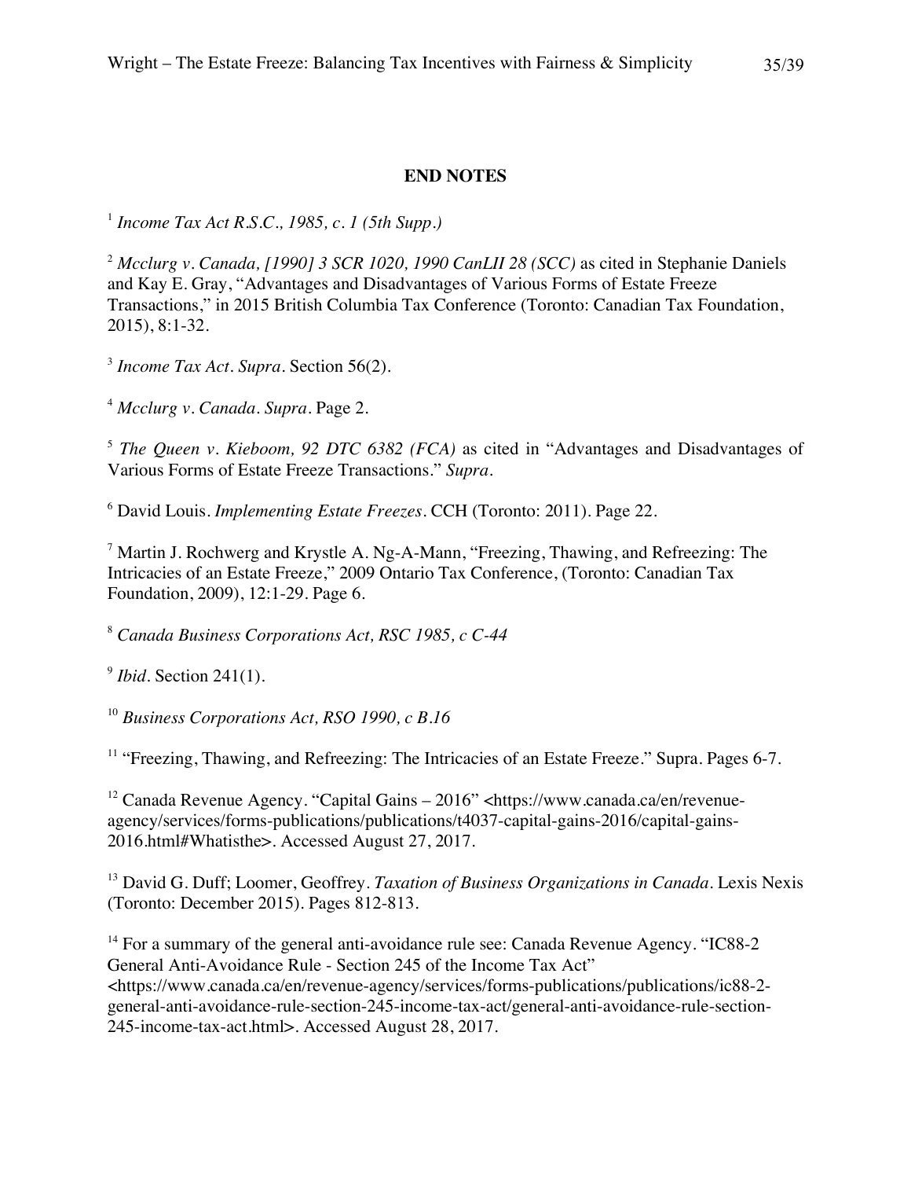**END NOTES**

[1] *Income Tax Act R.S.C., 1985, c. 1 (5th Supp.)*

[2] *Mcclurg v. Canada, [1990] 3 SCR 1020, 1990 CanLII 28 (SCC)* as cited in Stephanie Daniels and Kay E. Gray, "Advantages and Disadvantages of Various Forms of Estate Freeze Transactions," in 2015 British Columbia Tax Conference (Toronto: Canadian Tax Foundation, 2015), 8:1-32.

[3] *Income Tax Act. Supra*. Section 56(2).

[4] *Mcclurg v. Canada. Supra*. Page 2.

[5] *The Queen v. Kieboom, 92 DTC 6382 (FCA)* as cited in "Advantages and Disadvantages of Various Forms of Estate Freeze Transactions." *Supra*.

[6] David Louis. *Implementing Estate Freezes*. CCH (Toronto: 2011). Page 22.

[7] Martin J. Rochwerg and Krystle A. Ng-A-Mann, "Freezing, Thawing, and Refreezing: The Intricacies of an Estate Freeze," 2009 Ontario Tax Conference, (Toronto: Canadian Tax Foundation, 2009), 12:1-29. Page 6.

[8] *Canada Business Corporations Act, RSC 1985, c C-44*

[9] *Ibid*. Section 241(1).

[10] *Business Corporations Act, RSO 1990, c B.16*

[11] "Freezing, Thawing, and Refreezing: The Intricacies of an Estate Freeze." Supra. Pages 6-7.

[12] Canada Revenue Agency. "Capital Gains – 2016" <https://www.canada.ca/en/revenue-agency/services/forms-publications/publications/t4037-capital-gains-2016/capital-gains-2016.html#Whatisthe>. Accessed August 27, 2017.

[13] David G. Duff; Loomer, Geoffrey. *Taxation of Business Organizations in Canada*. Lexis Nexis (Toronto: December 2015). Pages 812-813.

[14] For a summary of the general anti-avoidance rule see: Canada Revenue Agency. "IC88-2 General Anti-Avoidance Rule - Section 245 of the Income Tax Act" <https://www.canada.ca/en/revenue-agency/services/forms-publications/publications/ic88-2-general-anti-avoidance-rule-section-245-income-tax-act/general-anti-avoidance-rule-section-245-income-tax-act.html>. Accessed August 28, 2017.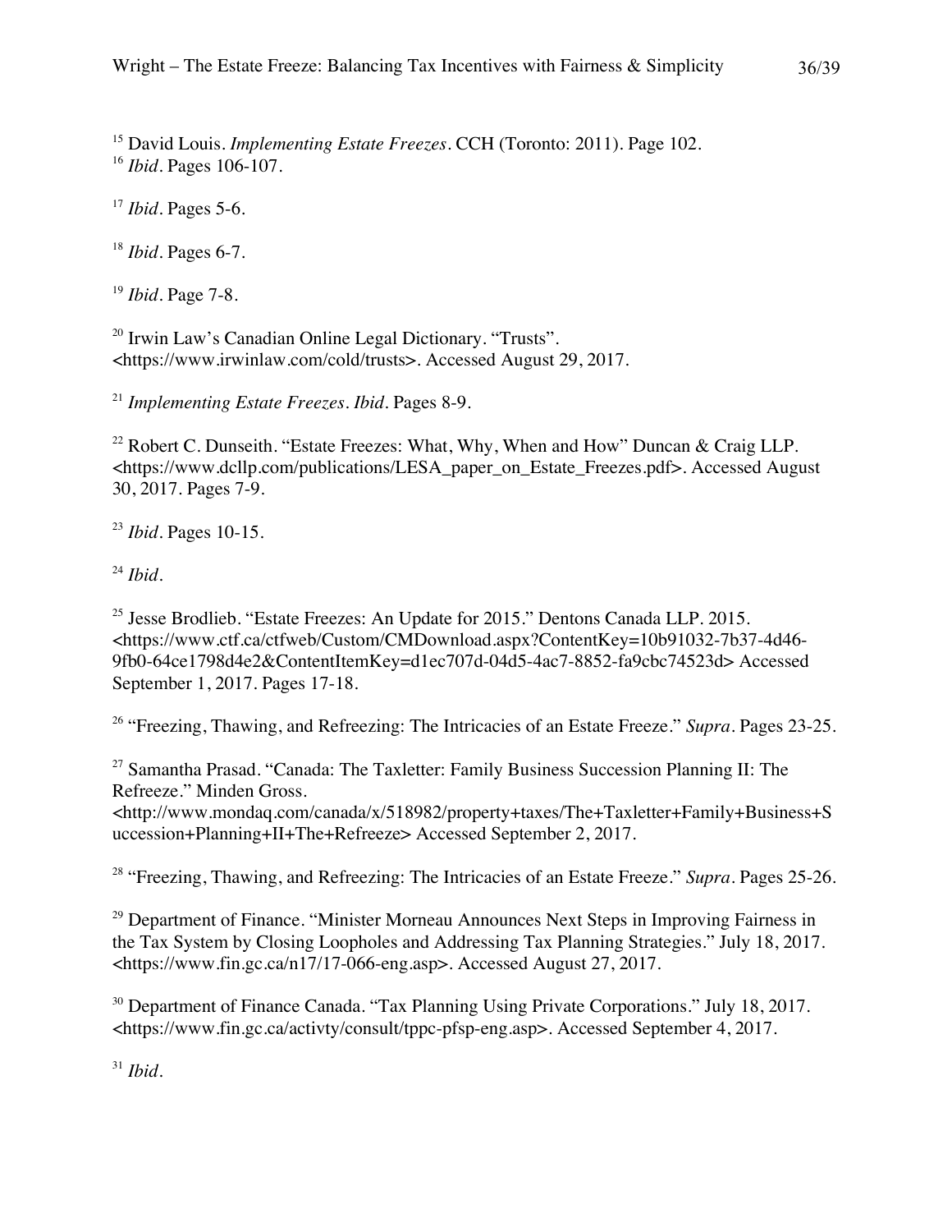[15] David Louis. *Implementing Estate Freezes*. CCH (Toronto: 2011). Page 102.
[16] *Ibid*. Pages 106-107.

[17] *Ibid*. Pages 5-6.

[18] *Ibid*. Pages 6-7.

[19] *Ibid*. Page 7-8.

[20] Irwin Law's Canadian Online Legal Dictionary. "Trusts". <https://www.irwinlaw.com/cold/trusts>. Accessed August 29, 2017.

[21] *Implementing Estate Freezes*. *Ibid*. Pages 8-9.

[22] Robert C. Dunseith. "Estate Freezes: What, Why, When and How" Duncan & Craig LLP. <https://www.dcllp.com/publications/LESA_paper_on_Estate_Freezes.pdf>. Accessed August 30, 2017. Pages 7-9.

[23] *Ibid*. Pages 10-15.

[24] *Ibid*.

[25] Jesse Brodlieb. "Estate Freezes: An Update for 2015." Dentons Canada LLP. 2015. <https://www.ctf.ca/ctfweb/Custom/CMDownload.aspx?ContentKey=10b91032-7b37-4d46-9fb0-64ce1798d4e2&ContentItemKey=d1ec707d-04d5-4ac7-8852-fa9cbc74523d> Accessed September 1, 2017. Pages 17-18.

[26] "Freezing, Thawing, and Refreezing: The Intricacies of an Estate Freeze." *Supra*. Pages 23-25.

[27] Samantha Prasad. "Canada: The Taxletter: Family Business Succession Planning II: The Refreeze." Minden Gross. <http://www.mondaq.com/canada/x/518982/property+taxes/The+Taxletter+Family+Business+Succession+Planning+II+The+Refreeze> Accessed September 2, 2017.

[28] "Freezing, Thawing, and Refreezing: The Intricacies of an Estate Freeze." *Supra*. Pages 25-26.

[29] Department of Finance. "Minister Morneau Announces Next Steps in Improving Fairness in the Tax System by Closing Loopholes and Addressing Tax Planning Strategies." July 18, 2017. <https://www.fin.gc.ca/n17/17-066-eng.asp>. Accessed August 27, 2017.

[30] Department of Finance Canada. "Tax Planning Using Private Corporations." July 18, 2017. <https://www.fin.gc.ca/activty/consult/tppc-pfsp-eng.asp>. Accessed September 4, 2017.

[31] *Ibid*.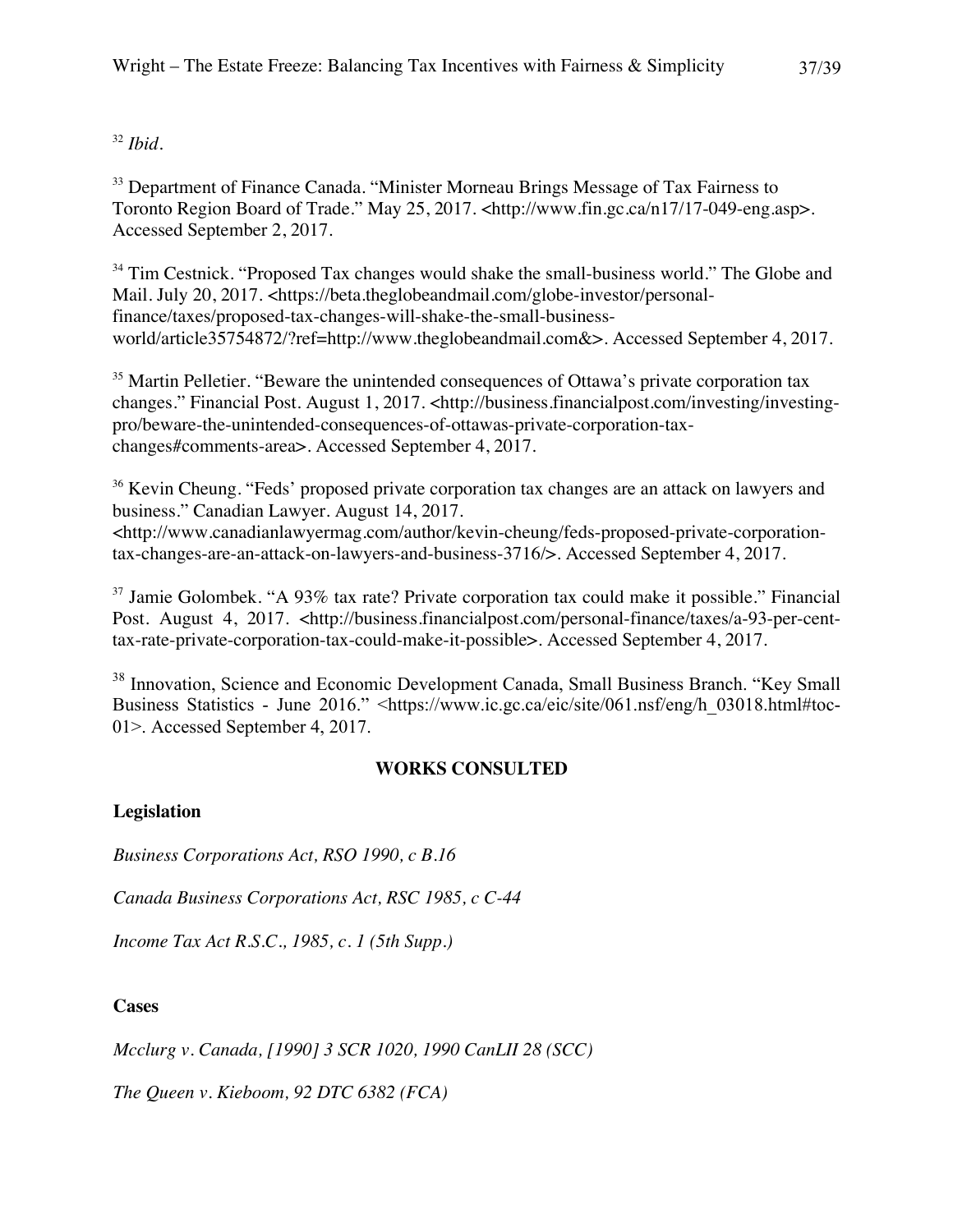[32] *Ibid*.

[33] Department of Finance Canada. "Minister Morneau Brings Message of Tax Fairness to Toronto Region Board of Trade." May 25, 2017. <http://www.fin.gc.ca/n17/17-049-eng.asp>. Accessed September 2, 2017.

[34] Tim Cestnick. "Proposed Tax changes would shake the small-business world." The Globe and Mail. July 20, 2017. <https://beta.theglobeandmail.com/globe-investor/personal-finance/taxes/proposed-tax-changes-will-shake-the-small-business-world/article35754872/?ref=http://www.theglobeandmail.com&>. Accessed September 4, 2017.

[35] Martin Pelletier. "Beware the unintended consequences of Ottawa's private corporation tax changes." Financial Post. August 1, 2017. <http://business.financialpost.com/investing/investing-pro/beware-the-unintended-consequences-of-ottawas-private-corporation-tax-changes#comments-area>. Accessed September 4, 2017.

[36] Kevin Cheung. "Feds' proposed private corporation tax changes are an attack on lawyers and business." Canadian Lawyer. August 14, 2017. <http://www.canadianlawyermag.com/author/kevin-cheung/feds-proposed-private-corporation-tax-changes-are-an-attack-on-lawyers-and-business-3716/>. Accessed September 4, 2017.

[37] Jamie Golombek. "A 93% tax rate? Private corporation tax could make it possible." Financial Post. August 4, 2017. <http://business.financialpost.com/personal-finance/taxes/a-93-per-cent-tax-rate-private-corporation-tax-could-make-it-possible>. Accessed September 4, 2017.

[38] Innovation, Science and Economic Development Canada, Small Business Branch. "Key Small Business Statistics - June 2016." <https://www.ic.gc.ca/eic/site/061.nsf/eng/h_03018.html#toc-01>. Accessed September 4, 2017.

## WORKS CONSULTED

### Legislation

*Business Corporations Act, RSO 1990, c B.16*

*Canada Business Corporations Act, RSC 1985, c C-44*

*Income Tax Act R.S.C., 1985, c. 1 (5th Supp.)*

### Cases

*Mcclurg v. Canada, [1990] 3 SCR 1020, 1990 CanLII 28 (SCC)*

*The Queen v. Kieboom, 92 DTC 6382 (FCA)*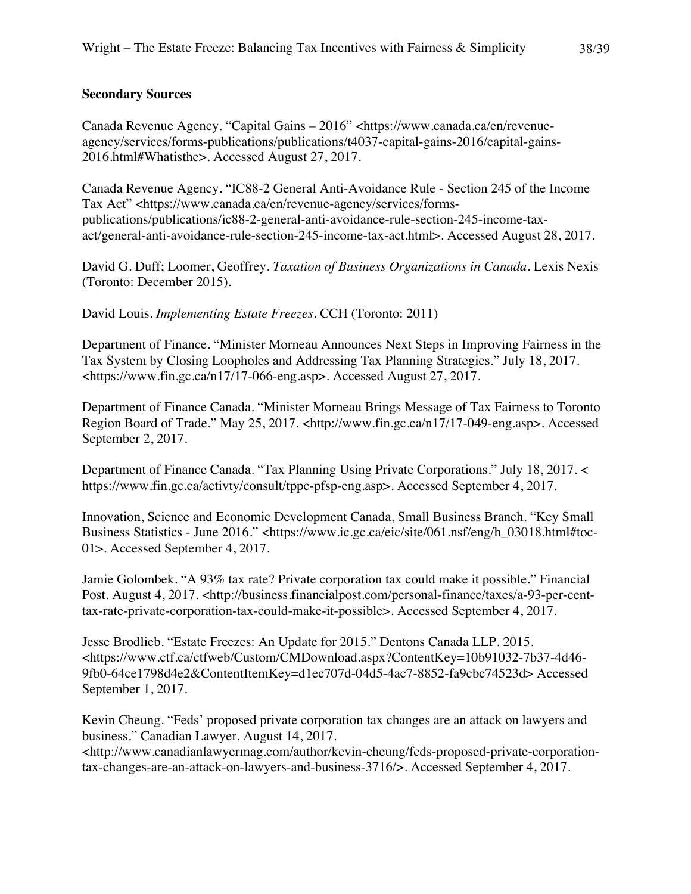**Secondary Sources**

Canada Revenue Agency. "Capital Gains – 2016" <https://www.canada.ca/en/revenue-agency/services/forms-publications/publications/t4037-capital-gains-2016/capital-gains-2016.html#Whatisthe>. Accessed August 27, 2017.

Canada Revenue Agency. "IC88-2 General Anti-Avoidance Rule - Section 245 of the Income Tax Act" <https://www.canada.ca/en/revenue-agency/services/forms-publications/publications/ic88-2-general-anti-avoidance-rule-section-245-income-tax-act/general-anti-avoidance-rule-section-245-income-tax-act.html>. Accessed August 28, 2017.

David G. Duff; Loomer, Geoffrey. *Taxation of Business Organizations in Canada*. Lexis Nexis (Toronto: December 2015).

David Louis. *Implementing Estate Freezes*. CCH (Toronto: 2011)

Department of Finance. "Minister Morneau Announces Next Steps in Improving Fairness in the Tax System by Closing Loopholes and Addressing Tax Planning Strategies." July 18, 2017. <https://www.fin.gc.ca/n17/17-066-eng.asp>. Accessed August 27, 2017.

Department of Finance Canada. "Minister Morneau Brings Message of Tax Fairness to Toronto Region Board of Trade." May 25, 2017. <http://www.fin.gc.ca/n17/17-049-eng.asp>. Accessed September 2, 2017.

Department of Finance Canada. "Tax Planning Using Private Corporations." July 18, 2017. < https://www.fin.gc.ca/activty/consult/tppc-pfsp-eng.asp>. Accessed September 4, 2017.

Innovation, Science and Economic Development Canada, Small Business Branch. "Key Small Business Statistics - June 2016." <https://www.ic.gc.ca/eic/site/061.nsf/eng/h_03018.html#toc-01>. Accessed September 4, 2017.

Jamie Golombek. "A 93% tax rate? Private corporation tax could make it possible." Financial Post. August 4, 2017. <http://business.financialpost.com/personal-finance/taxes/a-93-per-cent-tax-rate-private-corporation-tax-could-make-it-possible>. Accessed September 4, 2017.

Jesse Brodlieb. "Estate Freezes: An Update for 2015." Dentons Canada LLP. 2015. <https://www.ctf.ca/ctfweb/Custom/CMDownload.aspx?ContentKey=10b91032-7b37-4d46-9fb0-64ce1798d4e2&ContentItemKey=d1ec707d-04d5-4ac7-8852-fa9cbc74523d> Accessed September 1, 2017.

Kevin Cheung. "Feds' proposed private corporation tax changes are an attack on lawyers and business." Canadian Lawyer. August 14, 2017. <http://www.canadianlawyermag.com/author/kevin-cheung/feds-proposed-private-corporation-tax-changes-are-an-attack-on-lawyers-and-business-3716/>. Accessed September 4, 2017.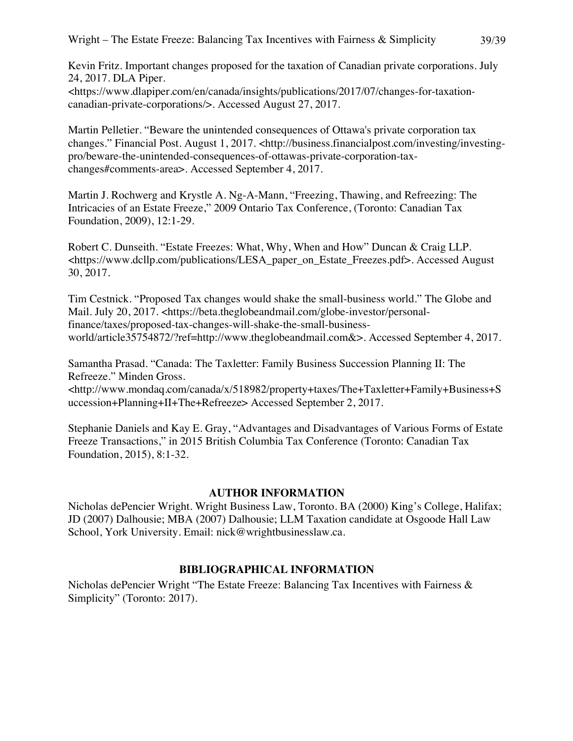Kevin Fritz. Important changes proposed for the taxation of Canadian private corporations. July 24, 2017. DLA Piper. <https://www.dlapiper.com/en/canada/insights/publications/2017/07/changes-for-taxation-canadian-private-corporations/>. Accessed August 27, 2017.

Martin Pelletier. "Beware the unintended consequences of Ottawa's private corporation tax changes." Financial Post. August 1, 2017. <http://business.financialpost.com/investing/investing-pro/beware-the-unintended-consequences-of-ottawas-private-corporation-tax-changes#comments-area>. Accessed September 4, 2017.

Martin J. Rochwerg and Krystle A. Ng-A-Mann, "Freezing, Thawing, and Refreezing: The Intricacies of an Estate Freeze," 2009 Ontario Tax Conference, (Toronto: Canadian Tax Foundation, 2009), 12:1-29.

Robert C. Dunseith. "Estate Freezes: What, Why, When and How" Duncan & Craig LLP. <https://www.dcllp.com/publications/LESA_paper_on_Estate_Freezes.pdf>. Accessed August 30, 2017.

Tim Cestnick. "Proposed Tax changes would shake the small-business world." The Globe and Mail. July 20, 2017. <https://beta.theglobeandmail.com/globe-investor/personal-finance/taxes/proposed-tax-changes-will-shake-the-small-business-world/article35754872/?ref=http://www.theglobeandmail.com&>. Accessed September 4, 2017.

Samantha Prasad. "Canada: The Taxletter: Family Business Succession Planning II: The Refreeze." Minden Gross. <http://www.mondaq.com/canada/x/518982/property+taxes/The+Taxletter+Family+Business+Succession+Planning+II+The+Refreeze> Accessed September 2, 2017.

Stephanie Daniels and Kay E. Gray, "Advantages and Disadvantages of Various Forms of Estate Freeze Transactions," in 2015 British Columbia Tax Conference (Toronto: Canadian Tax Foundation, 2015), 8:1-32.

## AUTHOR INFORMATION

Nicholas dePencier Wright. Wright Business Law, Toronto. BA (2000) King's College, Halifax; JD (2007) Dalhousie; MBA (2007) Dalhousie; LLM Taxation candidate at Osgoode Hall Law School, York University. Email: nick@wrightbusinesslaw.ca.

## BIBLIOGRAPHICAL INFORMATION

Nicholas dePencier Wright "The Estate Freeze: Balancing Tax Incentives with Fairness & Simplicity" (Toronto: 2017).